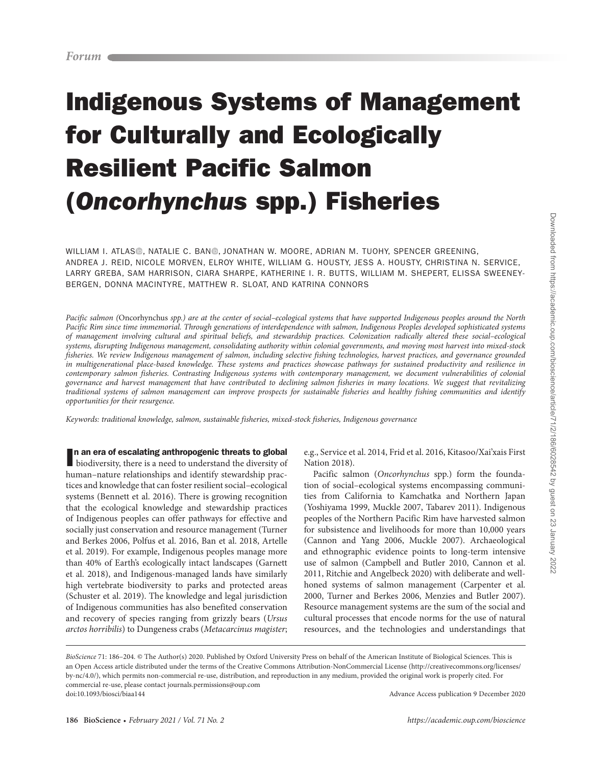Forum

# Indigenous Systems of Management for Culturally and Ecologically Resilient Pacific Salmon (*Oncorhynchus* spp.) Fisheries

WILLIAM I. ATLAS, NATALIE C. BAN, JONATHAN W. MOORE, ADRIAN M. TUOHY, SPENCER GREENING, ANDREA J. REID, NICOLE MORVEN, ELROY WHITE, WILLIAM G. HOUSTY, JESS A. HOUSTY, CHRISTINA N. SERVICE, LARRY GREBA, SAM HARRISON, CIARA SHARPE, KATHERINE I. R. BUTTS, WILLIAM M. SHEPERT, ELISSA SWEENEY-BERGEN, DONNA MACINTYRE, MATTHEW R. SLOAT, AND KATRINA CONNORS

*Pacific salmon (*Oncorhynchus *spp.) are at the center of social–ecological systems that have supported Indigenous peoples around the North Pacific Rim since time immemorial. Through generations of interdependence with salmon, Indigenous Peoples developed sophisticated systems of management involving cultural and spiritual beliefs, and stewardship practices. Colonization radically altered these social–ecological systems, disrupting Indigenous management, consolidating authority within colonial governments, and moving most harvest into mixed-stock fisheries. We review Indigenous management of salmon, including selective fishing technologies, harvest practices, and governance grounded in multigenerational place-based knowledge. These systems and practices showcase pathways for sustained productivity and resilience in contemporary salmon fisheries. Contrasting Indigenous systems with contemporary management, we document vulnerabilities of colonial governance and harvest management that have contributed to declining salmon fisheries in many locations. We suggest that revitalizing traditional systems of salmon management can improve prospects for sustainable fisheries and healthy fishing communities and identify opportunities for their resurgence.*

*Keywords: traditional knowledge, salmon, sustainable fisheries, mixed-stock fisheries, Indigenous governance*

**In an era of escalating anthropogenic threats to global** biodiversity, there is a need to understand the diversity of human–nature relationships and identify stewardship practices and knowledge that can foster resilient social–ecological systems (Bennett et al. 2016). There is growing recognition that the ecological knowledge and stewardship practices of Indigenous peoples can offer pathways for effective and socially just conservation and resource management (Turner and Berkes 2006, Polfus et al. 2016, Ban et al. 2018, Artelle et al. 2019). For example, Indigenous peoples manage more than 40% of Earth's ecologically intact landscapes (Garnett et al. 2018), and Indigenous-managed lands have similarly high vertebrate biodiversity to parks and protected areas (Schuster et al. 2019). The knowledge and legal jurisdiction of Indigenous communities has also benefited conservation and recovery of species ranging from grizzly bears (*Ursus arctos horribilis*) to Dungeness crabs (*Metacarcinus magister*; e.g., Service et al. 2014, Frid et al. 2016, Kitasoo/Xai'xais First Nation 2018).

Pacific salmon (*Oncorhynchus* spp.) form the foundation of social–ecological systems encompassing communities from California to Kamchatka and Northern Japan (Yoshiyama 1999, Muckle 2007, Tabarev 2011). Indigenous peoples of the Northern Pacific Rim have harvested salmon for subsistence and livelihoods for more than 10,000 years (Cannon and Yang 2006, Muckle 2007). Archaeological and ethnographic evidence points to long-term intensive use of salmon (Campbell and Butler 2010, Cannon et al. 2011, Ritchie and Angelbeck 2020) with deliberate and well-honed systems of salmon management (Carpenter et al. 2000, Turner and Berkes 2006, Menzies and Butler 2007). Resource management systems are the sum of the social and cultural processes that encode norms for the use of natural resources, and the technologies and understandings that

*BioScience* 71: 186–204. © The Author(s) 2020. Published by Oxford University Press on behalf of the American Institute of Biological Sciences. This is an Open Access article distributed under the terms of the Creative Commons Attribution-NonCommercial License (http://creativecommons.org/licenses/by-nc/4.0/), which permits non-commercial re-use, distribution, and reproduction in any medium, provided the original work is properly cited. For commercial re-use, please contact journals.permissions@oup.com
doi:10.1093/biosci/biaa144 Advance Access publication 9 December 2020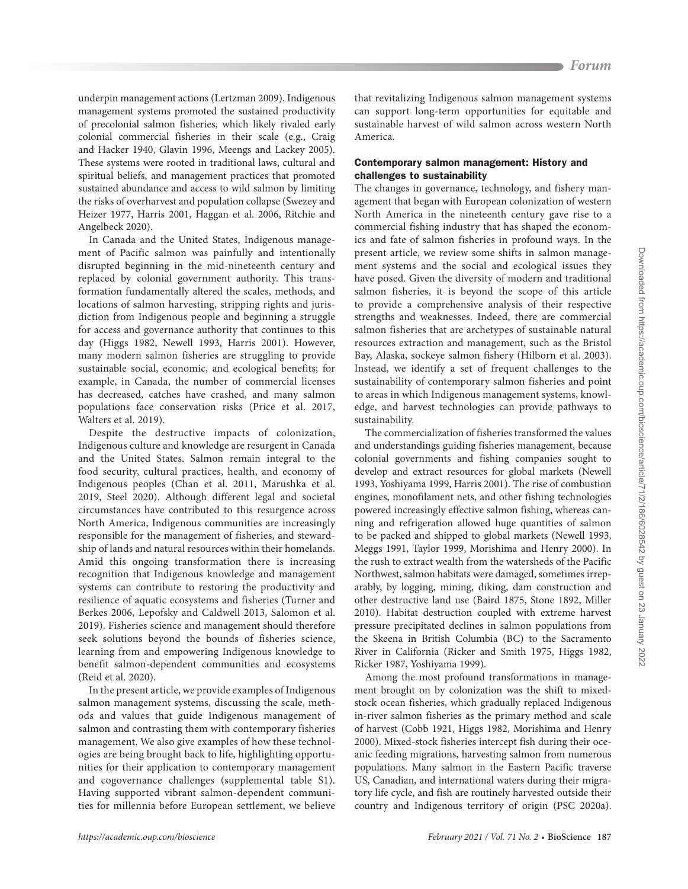underpin management actions (Lertzman 2009). Indigenous management systems promoted the sustained productivity of precolonial salmon fisheries, which likely rivaled early colonial commercial fisheries in their scale (e.g., Craig and Hacker 1940, Glavin 1996, Meengs and Lackey 2005). These systems were rooted in traditional laws, cultural and spiritual beliefs, and management practices that promoted sustained abundance and access to wild salmon by limiting the risks of overharvest and population collapse (Swezey and Heizer 1977, Harris 2001, Haggan et al. 2006, Ritchie and Angelbeck 2020).

In Canada and the United States, Indigenous management of Pacific salmon was painfully and intentionally disrupted beginning in the mid-nineteenth century and replaced by colonial government authority. This transformation fundamentally altered the scales, methods, and locations of salmon harvesting, stripping rights and jurisdiction from Indigenous people and beginning a struggle for access and governance authority that continues to this day (Higgs 1982, Newell 1993, Harris 2001). However, many modern salmon fisheries are struggling to provide sustainable social, economic, and ecological benefits; for example, in Canada, the number of commercial licenses has decreased, catches have crashed, and many salmon populations face conservation risks (Price et al. 2017, Walters et al. 2019).

Despite the destructive impacts of colonization, Indigenous culture and knowledge are resurgent in Canada and the United States. Salmon remain integral to the food security, cultural practices, health, and economy of Indigenous peoples (Chan et al. 2011, Marushka et al. 2019, Steel 2020). Although different legal and societal circumstances have contributed to this resurgence across North America, Indigenous communities are increasingly responsible for the management of fisheries, and stewardship of lands and natural resources within their homelands. Amid this ongoing transformation there is increasing recognition that Indigenous knowledge and management systems can contribute to restoring the productivity and resilience of aquatic ecosystems and fisheries (Turner and Berkes 2006, Lepofsky and Caldwell 2013, Salomon et al. 2019). Fisheries science and management should therefore seek solutions beyond the bounds of fisheries science, learning from and empowering Indigenous knowledge to benefit salmon-dependent communities and ecosystems (Reid et al. 2020).

In the present article, we provide examples of Indigenous salmon management systems, discussing the scale, methods and values that guide Indigenous management of salmon and contrasting them with contemporary fisheries management. We also give examples of how these technologies are being brought back to life, highlighting opportunities for their application to contemporary management and cogovernance challenges (supplemental table S1). Having supported vibrant salmon-dependent communities for millennia before European settlement, we believe that revitalizing Indigenous salmon management systems can support long-term opportunities for equitable and sustainable harvest of wild salmon across western North America.

## Contemporary salmon management: History and challenges to sustainability

The changes in governance, technology, and fishery management that began with European colonization of western North America in the nineteenth century gave rise to a commercial fishing industry that has shaped the economics and fate of salmon fisheries in profound ways. In the present article, we review some shifts in salmon management systems and the social and ecological issues they have posed. Given the diversity of modern and traditional salmon fisheries, it is beyond the scope of this article to provide a comprehensive analysis of their respective strengths and weaknesses. Indeed, there are commercial salmon fisheries that are archetypes of sustainable natural resources extraction and management, such as the Bristol Bay, Alaska, sockeye salmon fishery (Hilborn et al. 2003). Instead, we identify a set of frequent challenges to the sustainability of contemporary salmon fisheries and point to areas in which Indigenous management systems, knowledge, and harvest technologies can provide pathways to sustainability.

The commercialization of fisheries transformed the values and understandings guiding fisheries management, because colonial governments and fishing companies sought to develop and extract resources for global markets (Newell 1993, Yoshiyama 1999, Harris 2001). The rise of combustion engines, monofilament nets, and other fishing technologies powered increasingly effective salmon fishing, whereas canning and refrigeration allowed huge quantities of salmon to be packed and shipped to global markets (Newell 1993, Meggs 1991, Taylor 1999, Morishima and Henry 2000). In the rush to extract wealth from the watersheds of the Pacific Northwest, salmon habitats were damaged, sometimes irreparably, by logging, mining, diking, dam construction and other destructive land use (Baird 1875, Stone 1892, Miller 2010). Habitat destruction coupled with extreme harvest pressure precipitated declines in salmon populations from the Skeena in British Columbia (BC) to the Sacramento River in California (Ricker and Smith 1975, Higgs 1982, Ricker 1987, Yoshiyama 1999).

Among the most profound transformations in management brought on by colonization was the shift to mixed-stock ocean fisheries, which gradually replaced Indigenous in-river salmon fisheries as the primary method and scale of harvest (Cobb 1921, Higgs 1982, Morishima and Henry 2000). Mixed-stock fisheries intercept fish during their oceanic feeding migrations, harvesting salmon from numerous populations. Many salmon in the Eastern Pacific traverse US, Canadian, and international waters during their migratory life cycle, and fish are routinely harvested outside their country and Indigenous territory of origin (PSC 2020a).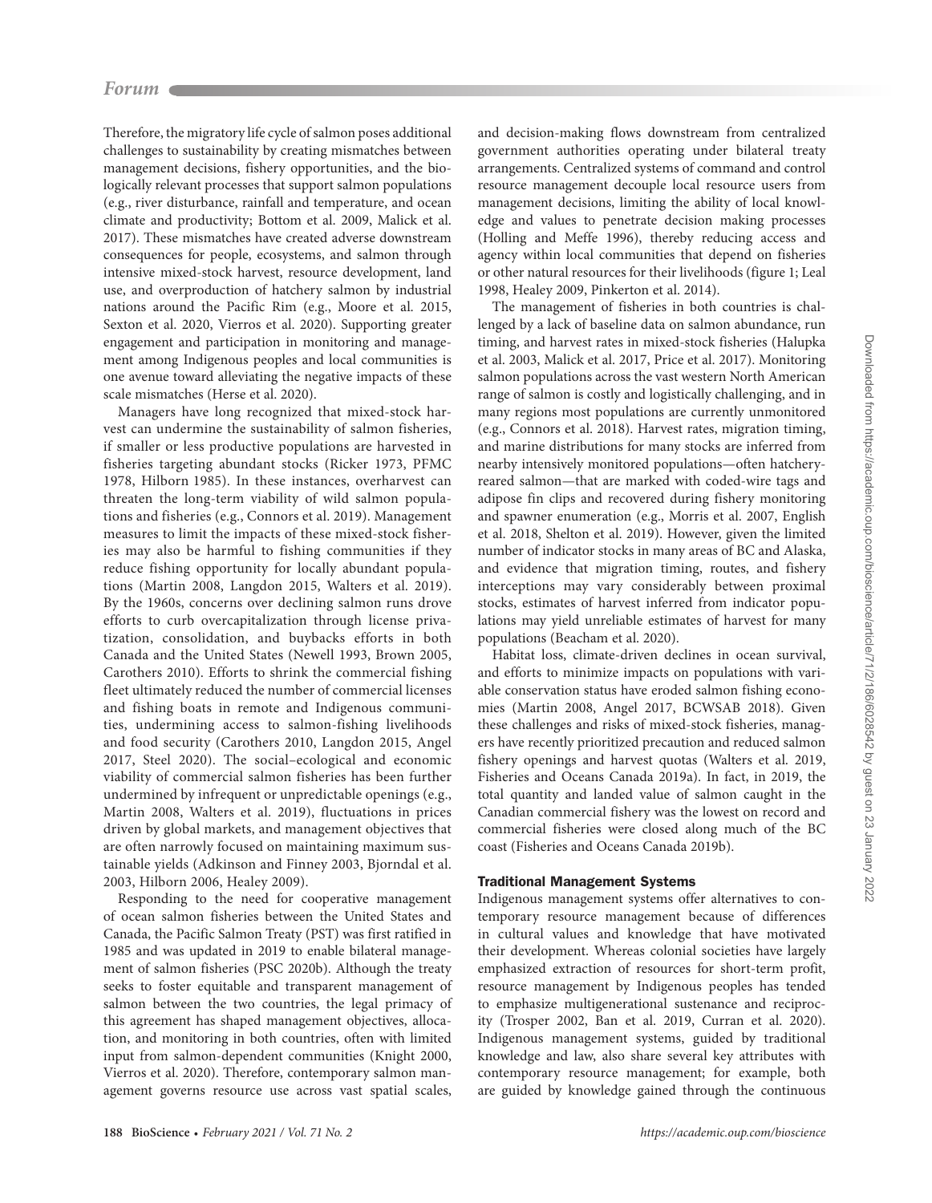Therefore, the migratory life cycle of salmon poses additional challenges to sustainability by creating mismatches between management decisions, fishery opportunities, and the biologically relevant processes that support salmon populations (e.g., river disturbance, rainfall and temperature, and ocean climate and productivity; Bottom et al. 2009, Malick et al. 2017). These mismatches have created adverse downstream consequences for people, ecosystems, and salmon through intensive mixed-stock harvest, resource development, land use, and overproduction of hatchery salmon by industrial nations around the Pacific Rim (e.g., Moore et al. 2015, Sexton et al. 2020, Vierros et al. 2020). Supporting greater engagement and participation in monitoring and management among Indigenous peoples and local communities is one avenue toward alleviating the negative impacts of these scale mismatches (Herse et al. 2020).

Managers have long recognized that mixed-stock harvest can undermine the sustainability of salmon fisheries, if smaller or less productive populations are harvested in fisheries targeting abundant stocks (Ricker 1973, PFMC 1978, Hilborn 1985). In these instances, overharvest can threaten the long-term viability of wild salmon populations and fisheries (e.g., Connors et al. 2019). Management measures to limit the impacts of these mixed-stock fisheries may also be harmful to fishing communities if they reduce fishing opportunity for locally abundant populations (Martin 2008, Langdon 2015, Walters et al. 2019). By the 1960s, concerns over declining salmon runs drove efforts to curb overcapitalization through license privatization, consolidation, and buybacks efforts in both Canada and the United States (Newell 1993, Brown 2005, Carothers 2010). Efforts to shrink the commercial fishing fleet ultimately reduced the number of commercial licenses and fishing boats in remote and Indigenous communities, undermining access to salmon-fishing livelihoods and food security (Carothers 2010, Langdon 2015, Angel 2017, Steel 2020). The social–ecological and economic viability of commercial salmon fisheries has been further undermined by infrequent or unpredictable openings (e.g., Martin 2008, Walters et al. 2019), fluctuations in prices driven by global markets, and management objectives that are often narrowly focused on maintaining maximum sustainable yields (Adkinson and Finney 2003, Bjorndal et al. 2003, Hilborn 2006, Healey 2009).

Responding to the need for cooperative management of ocean salmon fisheries between the United States and Canada, the Pacific Salmon Treaty (PST) was first ratified in 1985 and was updated in 2019 to enable bilateral management of salmon fisheries (PSC 2020b). Although the treaty seeks to foster equitable and transparent management of salmon between the two countries, the legal primacy of this agreement has shaped management objectives, allocation, and monitoring in both countries, often with limited input from salmon-dependent communities (Knight 2000, Vierros et al. 2020). Therefore, contemporary salmon management governs resource use across vast spatial scales, and decision-making flows downstream from centralized government authorities operating under bilateral treaty arrangements. Centralized systems of command and control resource management decouple local resource users from management decisions, limiting the ability of local knowledge and values to penetrate decision making processes (Holling and Meffe 1996), thereby reducing access and agency within local communities that depend on fisheries or other natural resources for their livelihoods (figure 1; Leal 1998, Healey 2009, Pinkerton et al. 2014).

The management of fisheries in both countries is challenged by a lack of baseline data on salmon abundance, run timing, and harvest rates in mixed-stock fisheries (Halupka et al. 2003, Malick et al. 2017, Price et al. 2017). Monitoring salmon populations across the vast western North American range of salmon is costly and logistically challenging, and in many regions most populations are currently unmonitored (e.g., Connors et al. 2018). Harvest rates, migration timing, and marine distributions for many stocks are inferred from nearby intensively monitored populations—often hatchery-reared salmon—that are marked with coded-wire tags and adipose fin clips and recovered during fishery monitoring and spawner enumeration (e.g., Morris et al. 2007, English et al. 2018, Shelton et al. 2019). However, given the limited number of indicator stocks in many areas of BC and Alaska, and evidence that migration timing, routes, and fishery interceptions may vary considerably between proximal stocks, estimates of harvest inferred from indicator populations may yield unreliable estimates of harvest for many populations (Beacham et al. 2020).

Habitat loss, climate-driven declines in ocean survival, and efforts to minimize impacts on populations with variable conservation status have eroded salmon fishing economies (Martin 2008, Angel 2017, BCWSAB 2018). Given these challenges and risks of mixed-stock fisheries, managers have recently prioritized precaution and reduced salmon fishery openings and harvest quotas (Walters et al. 2019, Fisheries and Oceans Canada 2019a). In fact, in 2019, the total quantity and landed value of salmon caught in the Canadian commercial fishery was the lowest on record and commercial fisheries were closed along much of the BC coast (Fisheries and Oceans Canada 2019b).

### Traditional Management Systems

Indigenous management systems offer alternatives to contemporary resource management because of differences in cultural values and knowledge that have motivated their development. Whereas colonial societies have largely emphasized extraction of resources for short-term profit, resource management by Indigenous peoples has tended to emphasize multigenerational sustenance and reciprocity (Trosper 2002, Ban et al. 2019, Curran et al. 2020). Indigenous management systems, guided by traditional knowledge and law, also share several key attributes with contemporary resource management; for example, both are guided by knowledge gained through the continuous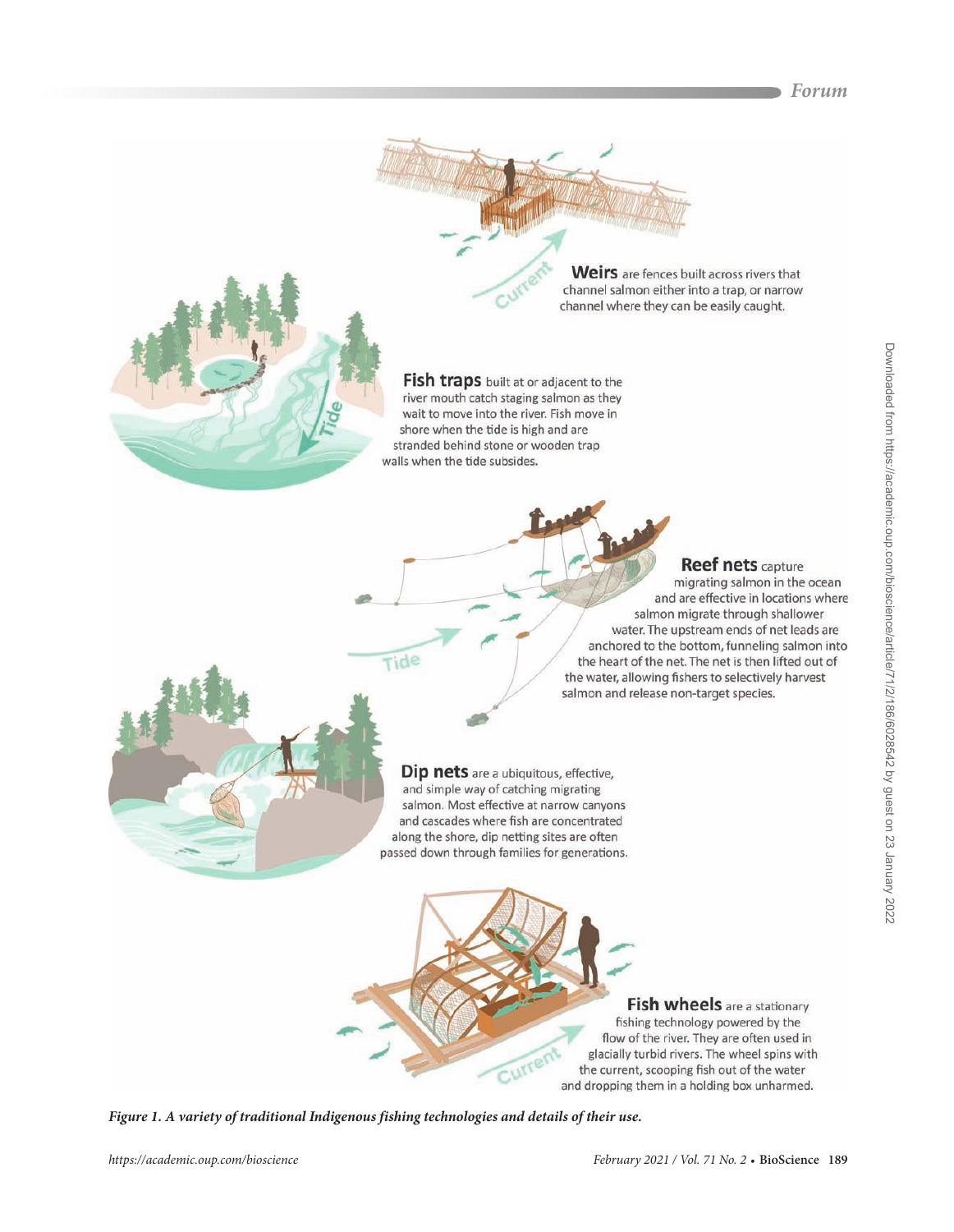**Weirs** are fences built across rivers that channel salmon either into a trap, or narrow channel where they can be easily caught.

**Fish traps** built at or adjacent to the river mouth catch staging salmon as they wait to move into the river. Fish move in shore when the tide is high and are stranded behind stone or wooden trap walls when the tide subsides.

**Reef nets** capture migrating salmon in the ocean and are effective in locations where salmon migrate through shallower water. The upstream ends of net leads are anchored to the bottom, funneling salmon into the heart of the net. The net is then lifted out of the water, allowing fishers to selectively harvest salmon and release non-target species.

**Dip nets** are a ubiquitous, effective, and simple way of catching migrating salmon. Most effective at narrow canyons and cascades where fish are concentrated along the shore, dip netting sites are often passed down through families for generations.

**Fish wheels** are a stationary fishing technology powered by the flow of the river. They are often used in glacially turbid rivers. The wheel spins with the current, scooping fish out of the water and dropping them in a holding box unharmed.

*Figure 1. A variety of traditional Indigenous fishing technologies and details of their use.*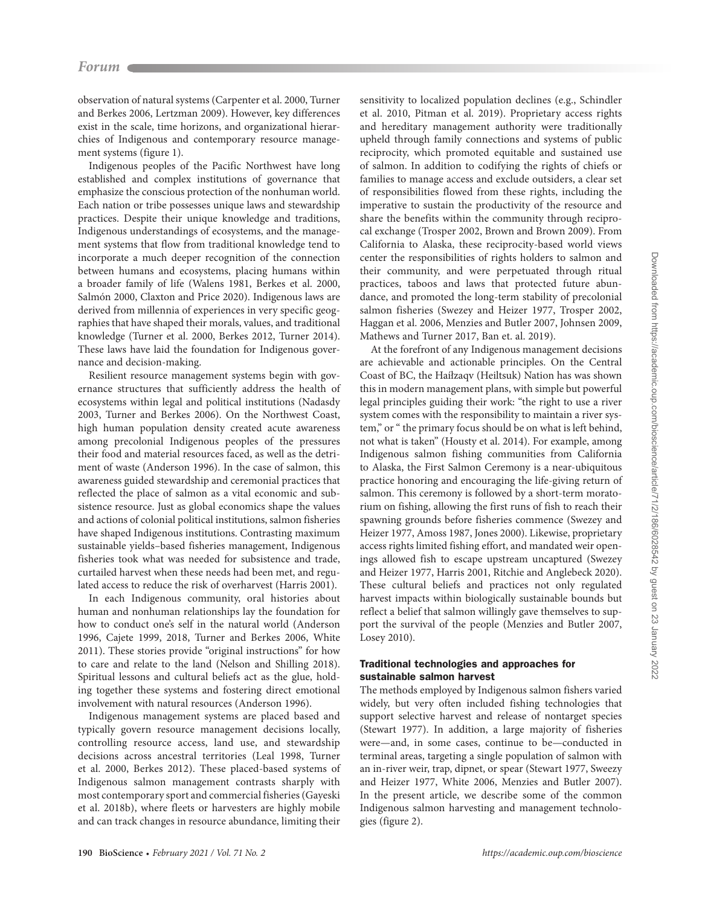observation of natural systems (Carpenter et al. 2000, Turner and Berkes 2006, Lertzman 2009). However, key differences exist in the scale, time horizons, and organizational hierarchies of Indigenous and contemporary resource management systems (figure 1).

Indigenous peoples of the Pacific Northwest have long established and complex institutions of governance that emphasize the conscious protection of the nonhuman world. Each nation or tribe possesses unique laws and stewardship practices. Despite their unique knowledge and traditions, Indigenous understandings of ecosystems, and the management systems that flow from traditional knowledge tend to incorporate a much deeper recognition of the connection between humans and ecosystems, placing humans within a broader family of life (Walens 1981, Berkes et al. 2000, Salmón 2000, Claxton and Price 2020). Indigenous laws are derived from millennia of experiences in very specific geographies that have shaped their morals, values, and traditional knowledge (Turner et al. 2000, Berkes 2012, Turner 2014). These laws have laid the foundation for Indigenous governance and decision-making.

Resilient resource management systems begin with governance structures that sufficiently address the health of ecosystems within legal and political institutions (Nadasdy 2003, Turner and Berkes 2006). On the Northwest Coast, high human population density created acute awareness among precolonial Indigenous peoples of the pressures their food and material resources faced, as well as the detriment of waste (Anderson 1996). In the case of salmon, this awareness guided stewardship and ceremonial practices that reflected the place of salmon as a vital economic and subsistence resource. Just as global economics shape the values and actions of colonial political institutions, salmon fisheries have shaped Indigenous institutions. Contrasting maximum sustainable yields–based fisheries management, Indigenous fisheries took what was needed for subsistence and trade, curtailed harvest when these needs had been met, and regulated access to reduce the risk of overharvest (Harris 2001).

In each Indigenous community, oral histories about human and nonhuman relationships lay the foundation for how to conduct one's self in the natural world (Anderson 1996, Cajete 1999, 2018, Turner and Berkes 2006, White 2011). These stories provide "original instructions" for how to care and relate to the land (Nelson and Shilling 2018). Spiritual lessons and cultural beliefs act as the glue, holding together these systems and fostering direct emotional involvement with natural resources (Anderson 1996).

Indigenous management systems are placed based and typically govern resource management decisions locally, controlling resource access, land use, and stewardship decisions across ancestral territories (Leal 1998, Turner et al. 2000, Berkes 2012). These placed-based systems of Indigenous salmon management contrasts sharply with most contemporary sport and commercial fisheries (Gayeski et al. 2018b), where fleets or harvesters are highly mobile and can track changes in resource abundance, limiting their sensitivity to localized population declines (e.g., Schindler et al. 2010, Pitman et al. 2019). Proprietary access rights and hereditary management authority were traditionally upheld through family connections and systems of public reciprocity, which promoted equitable and sustained use of salmon. In addition to codifying the rights of chiefs or families to manage access and exclude outsiders, a clear set of responsibilities flowed from these rights, including the imperative to sustain the productivity of the resource and share the benefits within the community through reciprocal exchange (Trosper 2002, Brown and Brown 2009). From California to Alaska, these reciprocity-based world views center the responsibilities of rights holders to salmon and their community, and were perpetuated through ritual practices, taboos and laws that protected future abundance, and promoted the long-term stability of precolonial salmon fisheries (Swezey and Heizer 1977, Trosper 2002, Haggan et al. 2006, Menzies and Butler 2007, Johnsen 2009, Mathews and Turner 2017, Ban et. al. 2019).

At the forefront of any Indigenous management decisions are achievable and actionable principles. On the Central Coast of BC, the Haíɫzaqv (Heiltsuk) Nation has was shown this in modern management plans, with simple but powerful legal principles guiding their work: "the right to use a river system comes with the responsibility to maintain a river system," or " the primary focus should be on what is left behind, not what is taken" (Housty et al. 2014). For example, among Indigenous salmon fishing communities from California to Alaska, the First Salmon Ceremony is a near-ubiquitous practice honoring and encouraging the life-giving return of salmon. This ceremony is followed by a short-term moratorium on fishing, allowing the first runs of fish to reach their spawning grounds before fisheries commence (Swezey and Heizer 1977, Amoss 1987, Jones 2000). Likewise, proprietary access rights limited fishing effort, and mandated weir openings allowed fish to escape upstream uncaptured (Swezey and Heizer 1977, Harris 2001, Ritchie and Anglebeck 2020). These cultural beliefs and practices not only regulated harvest impacts within biologically sustainable bounds but reflect a belief that salmon willingly gave themselves to support the survival of the people (Menzies and Butler 2007, Losey 2010).

### Traditional technologies and approaches for sustainable salmon harvest

The methods employed by Indigenous salmon fishers varied widely, but very often included fishing technologies that support selective harvest and release of nontarget species (Stewart 1977). In addition, a large majority of fisheries were—and, in some cases, continue to be—conducted in terminal areas, targeting a single population of salmon with an in-river weir, trap, dipnet, or spear (Stewart 1977, Sweezy and Heizer 1977, White 2006, Menzies and Butler 2007). In the present article, we describe some of the common Indigenous salmon harvesting and management technologies (figure 2).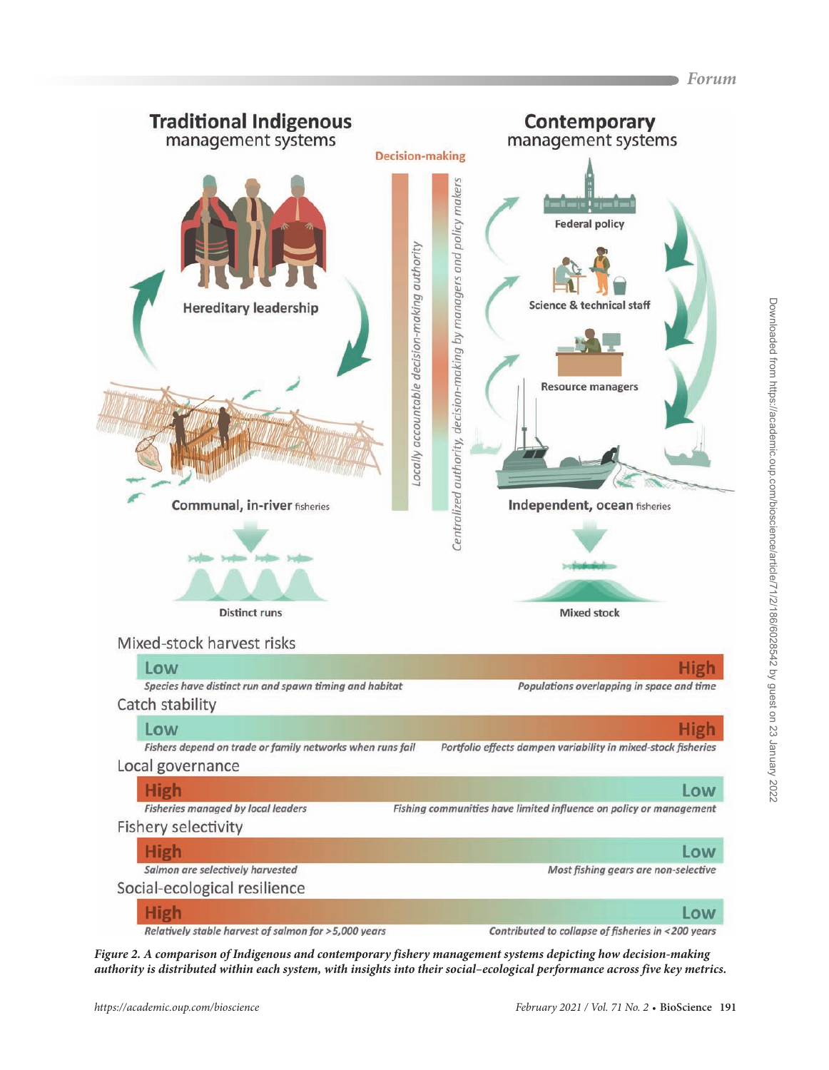## Traditional Indigenous management systems

Hereditary leadership

Communal, in-river fisheries

Distinct runs

**Decision-making**

*Locally accountable decision-making authority*

*Centralized authority, decision-making by managers and policy makers*

## Contemporary management systems

Federal policy

Science & technical staff

Resource managers

Independent, ocean fisheries

Mixed stock

| Metric | Traditional Indigenous | Contemporary |
|---|---|---|
| Mixed-stock harvest risks | **Low** — *Species have distinct run and spawn timing and habitat* | **High** — *Populations overlapping in space and time* |
| Catch stability | **Low** — *Fishers depend on trade or family networks when runs fail* | **High** — *Portfolio effects dampen variability in mixed-stock fisheries* |
| Local governance | **High** — *Fisheries managed by local leaders* | **Low** — *Fishing communities have limited influence on policy or management* |
| Fishery selectivity | **High** — *Salmon are selectively harvested* | **Low** — *Most fishing gears are non-selective* |
| Social-ecological resilience | **High** — *Relatively stable harvest of salmon for >5,000 years* | **Low** — *Contributed to collapse of fisheries in <200 years* |

*Figure 2. A comparison of Indigenous and contemporary fishery management systems depicting how decision-making authority is distributed within each system, with insights into their social–ecological performance across five key metrics.*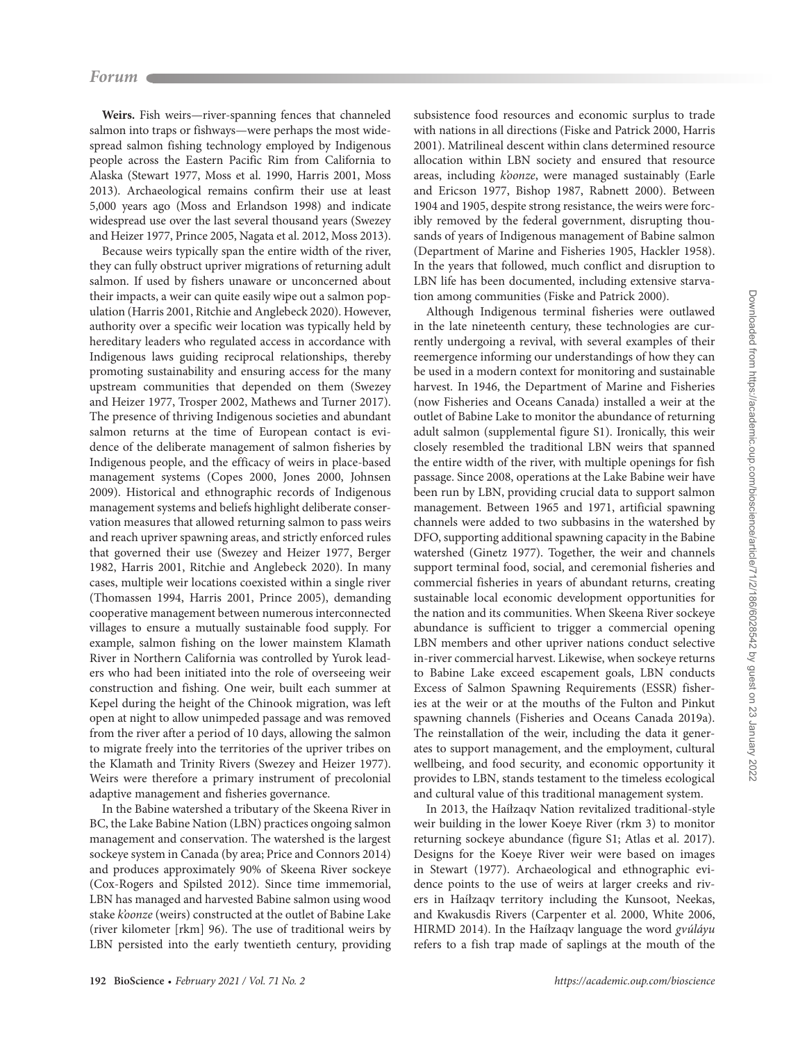**Weirs.** Fish weirs—river-spanning fences that channeled salmon into traps or fishways—were perhaps the most widespread salmon fishing technology employed by Indigenous people across the Eastern Pacific Rim from California to Alaska (Stewart 1977, Moss et al. 1990, Harris 2001, Moss 2013). Archaeological remains confirm their use at least 5,000 years ago (Moss and Erlandson 1998) and indicate widespread use over the last several thousand years (Swezey and Heizer 1977, Prince 2005, Nagata et al. 2012, Moss 2013).

Because weirs typically span the entire width of the river, they can fully obstruct upriver migrations of returning adult salmon. If used by fishers unaware or unconcerned about their impacts, a weir can quite easily wipe out a salmon population (Harris 2001, Ritchie and Anglebeck 2020). However, authority over a specific weir location was typically held by hereditary leaders who regulated access in accordance with Indigenous laws guiding reciprocal relationships, thereby promoting sustainability and ensuring access for the many upstream communities that depended on them (Swezey and Heizer 1977, Trosper 2002, Mathews and Turner 2017). The presence of thriving Indigenous societies and abundant salmon returns at the time of European contact is evidence of the deliberate management of salmon fisheries by Indigenous people, and the efficacy of weirs in place-based management systems (Copes 2000, Jones 2000, Johnsen 2009). Historical and ethnographic records of Indigenous management systems and beliefs highlight deliberate conservation measures that allowed returning salmon to pass weirs and reach upriver spawning areas, and strictly enforced rules that governed their use (Swezey and Heizer 1977, Berger 1982, Harris 2001, Ritchie and Anglebeck 2020). In many cases, multiple weir locations coexisted within a single river (Thomassen 1994, Harris 2001, Prince 2005), demanding cooperative management between numerous interconnected villages to ensure a mutually sustainable food supply. For example, salmon fishing on the lower mainstem Klamath River in Northern California was controlled by Yurok leaders who had been initiated into the role of overseeing weir construction and fishing. One weir, built each summer at Kepel during the height of the Chinook migration, was left open at night to allow unimpeded passage and was removed from the river after a period of 10 days, allowing the salmon to migrate freely into the territories of the upriver tribes on the Klamath and Trinity Rivers (Swezey and Heizer 1977). Weirs were therefore a primary instrument of precolonial adaptive management and fisheries governance.

In the Babine watershed a tributary of the Skeena River in BC, the Lake Babine Nation (LBN) practices ongoing salmon management and conservation. The watershed is the largest sockeye system in Canada (by area; Price and Connors 2014) and produces approximately 90% of Skeena River sockeye (Cox-Rogers and Spilsted 2012). Since time immemorial, LBN has managed and harvested Babine salmon using wood stake *k'oonze* (weirs) constructed at the outlet of Babine Lake (river kilometer [rkm] 96). The use of traditional weirs by LBN persisted into the early twentieth century, providing subsistence food resources and economic surplus to trade with nations in all directions (Fiske and Patrick 2000, Harris 2001). Matrilineal descent within clans determined resource allocation within LBN society and ensured that resource areas, including *k'oonze*, were managed sustainably (Earle and Ericson 1977, Bishop 1987, Rabnett 2000). Between 1904 and 1905, despite strong resistance, the weirs were forcibly removed by the federal government, disrupting thousands of years of Indigenous management of Babine salmon (Department of Marine and Fisheries 1905, Hackler 1958). In the years that followed, much conflict and disruption to LBN life has been documented, including extensive starvation among communities (Fiske and Patrick 2000).

Although Indigenous terminal fisheries were outlawed in the late nineteenth century, these technologies are currently undergoing a revival, with several examples of their reemergence informing our understandings of how they can be used in a modern context for monitoring and sustainable harvest. In 1946, the Department of Marine and Fisheries (now Fisheries and Oceans Canada) installed a weir at the outlet of Babine Lake to monitor the abundance of returning adult salmon (supplemental figure S1). Ironically, this weir closely resembled the traditional LBN weirs that spanned the entire width of the river, with multiple openings for fish passage. Since 2008, operations at the Lake Babine weir have been run by LBN, providing crucial data to support salmon management. Between 1965 and 1971, artificial spawning channels were added to two subbasins in the watershed by DFO, supporting additional spawning capacity in the Babine watershed (Ginetz 1977). Together, the weir and channels support terminal food, social, and ceremonial fisheries and commercial fisheries in years of abundant returns, creating sustainable local economic development opportunities for the nation and its communities. When Skeena River sockeye abundance is sufficient to trigger a commercial opening LBN members and other upriver nations conduct selective in-river commercial harvest. Likewise, when sockeye returns to Babine Lake exceed escapement goals, LBN conducts Excess of Salmon Spawning Requirements (ESSR) fisheries at the weir or at the mouths of the Fulton and Pinkut spawning channels (Fisheries and Oceans Canada 2019a). The reinstallation of the weir, including the data it generates to support management, and the employment, cultural wellbeing, and food security, and economic opportunity it provides to LBN, stands testament to the timeless ecological and cultural value of this traditional management system.

In 2013, the Haíłzaqv Nation revitalized traditional-style weir building in the lower Koeye River (rkm 3) to monitor returning sockeye abundance (figure S1; Atlas et al. 2017). Designs for the Koeye River weir were based on images in Stewart (1977). Archaeological and ethnographic evidence points to the use of weirs at larger creeks and rivers in Haíłzaqv territory including the Kunsoot, Neekas, and Kwakusdis Rivers (Carpenter et al. 2000, White 2006, HIRMD 2014). In the Haíłzaqv language the word *gvúláyu* refers to a fish trap made of saplings at the mouth of the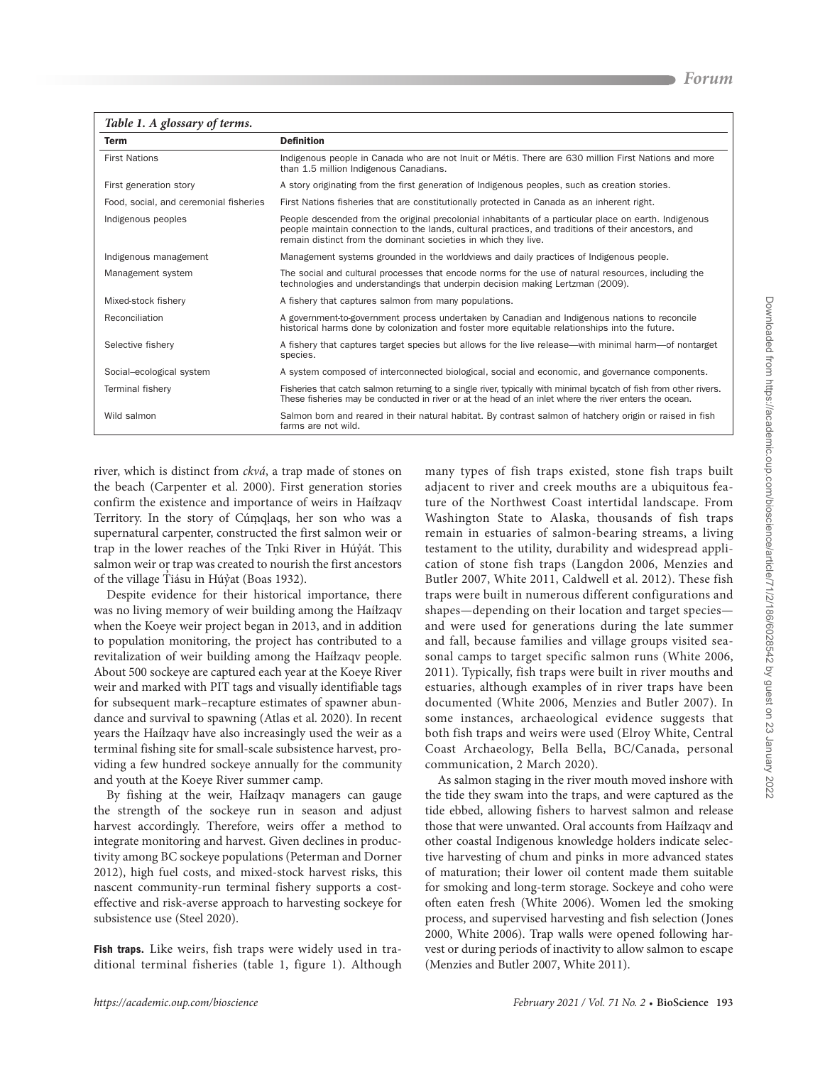*Table 1. A glossary of terms.*

| Term | Definition |
|---|---|
| First Nations | Indigenous people in Canada who are not Inuit or Métis. There are 630 million First Nations and more than 1.5 million Indigenous Canadians. |
| First generation story | A story originating from the first generation of Indigenous peoples, such as creation stories. |
| Food, social, and ceremonial fisheries | First Nations fisheries that are constitutionally protected in Canada as an inherent right. |
| Indigenous peoples | People descended from the original precolonial inhabitants of a particular place on earth. Indigenous people maintain connection to the lands, cultural practices, and traditions of their ancestors, and remain distinct from the dominant societies in which they live. |
| Indigenous management | Management systems grounded in the worldviews and daily practices of Indigenous people. |
| Management system | The social and cultural processes that encode norms for the use of natural resources, including the technologies and understandings that underpin decision making Lertzman (2009). |
| Mixed-stock fishery | A fishery that captures salmon from many populations. |
| Reconciliation | A government-to-government process undertaken by Canadian and Indigenous nations to reconcile historical harms done by colonization and foster more equitable relationships into the future. |
| Selective fishery | A fishery that captures target species but allows for the live release—with minimal harm—of nontarget species. |
| Social–ecological system | A system composed of interconnected biological, social and economic, and governance components. |
| Terminal fishery | Fisheries that catch salmon returning to a single river, typically with minimal bycatch of fish from other rivers. These fisheries may be conducted in river or at the head of an inlet where the river enters the ocean. |
| Wild salmon | Salmon born and reared in their natural habitat. By contrast salmon of hatchery origin or raised in fish farms are not wild. |

river, which is distinct from *ckvá*, a trap made of stones on the beach (Carpenter et al. 2000). First generation stories confirm the existence and importance of weirs in Haíɫzaqv Territory. In the story of Cúṃqḷaqs, her son who was a supernatural carpenter, constructed the first salmon weir or trap in the lower reaches of the Tṇki River in Húy̓át. This salmon weir or trap was created to nourish the first ancestors of the village Ṯiásu in Húy̓at (Boas 1932).

Despite evidence for their historical importance, there was no living memory of weir building among the Haíɫzaqv when the Koeye weir project began in 2013, and in addition to population monitoring, the project has contributed to a revitalization of weir building among the Haíɫzaqv people. About 500 sockeye are captured each year at the Koeye River weir and marked with PIT tags and visually identifiable tags for subsequent mark–recapture estimates of spawner abundance and survival to spawning (Atlas et al. 2020). In recent years the Haíɫzaqv have also increasingly used the weir as a terminal fishing site for small-scale subsistence harvest, providing a few hundred sockeye annually for the community and youth at the Koeye River summer camp.

By fishing at the weir, Haíɫzaqv managers can gauge the strength of the sockeye run in season and adjust harvest accordingly. Therefore, weirs offer a method to integrate monitoring and harvest. Given declines in productivity among BC sockeye populations (Peterman and Dorner 2012), high fuel costs, and mixed-stock harvest risks, this nascent community-run terminal fishery supports a cost-effective and risk-averse approach to harvesting sockeye for subsistence use (Steel 2020).

**Fish traps.** Like weirs, fish traps were widely used in traditional terminal fisheries (table 1, figure 1). Although many types of fish traps existed, stone fish traps built adjacent to river and creek mouths are a ubiquitous feature of the Northwest Coast intertidal landscape. From Washington State to Alaska, thousands of fish traps remain in estuaries of salmon-bearing streams, a living testament to the utility, durability and widespread application of stone fish traps (Langdon 2006, Menzies and Butler 2007, White 2011, Caldwell et al. 2012). These fish traps were built in numerous different configurations and shapes—depending on their location and target species—and were used for generations during the late summer and fall, because families and village groups visited seasonal camps to target specific salmon runs (White 2006, 2011). Typically, fish traps were built in river mouths and estuaries, although examples of in river traps have been documented (White 2006, Menzies and Butler 2007). In some instances, archaeological evidence suggests that both fish traps and weirs were used (Elroy White, Central Coast Archaeology, Bella Bella, BC/Canada, personal communication, 2 March 2020).

As salmon staging in the river mouth moved inshore with the tide they swam into the traps, and were captured as the tide ebbed, allowing fishers to harvest salmon and release those that were unwanted. Oral accounts from Haíɫzaqv and other coastal Indigenous knowledge holders indicate selective harvesting of chum and pinks in more advanced states of maturation; their lower oil content made them suitable for smoking and long-term storage. Sockeye and coho were often eaten fresh (White 2006). Women led the smoking process, and supervised harvesting and fish selection (Jones 2000, White 2006). Trap walls were opened following harvest or during periods of inactivity to allow salmon to escape (Menzies and Butler 2007, White 2011).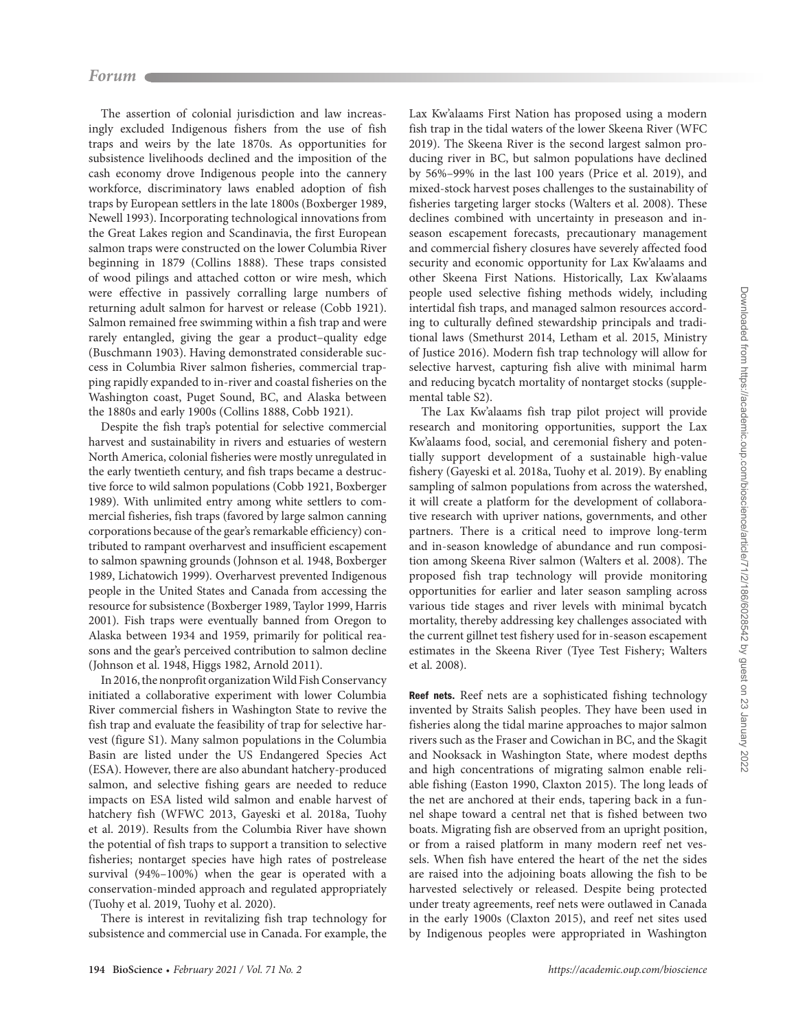The assertion of colonial jurisdiction and law increasingly excluded Indigenous fishers from the use of fish traps and weirs by the late 1870s. As opportunities for subsistence livelihoods declined and the imposition of the cash economy drove Indigenous people into the cannery workforce, discriminatory laws enabled adoption of fish traps by European settlers in the late 1800s (Boxberger 1989, Newell 1993). Incorporating technological innovations from the Great Lakes region and Scandinavia, the first European salmon traps were constructed on the lower Columbia River beginning in 1879 (Collins 1888). These traps consisted of wood pilings and attached cotton or wire mesh, which were effective in passively corralling large numbers of returning adult salmon for harvest or release (Cobb 1921). Salmon remained free swimming within a fish trap and were rarely entangled, giving the gear a product–quality edge (Buschmann 1903). Having demonstrated considerable success in Columbia River salmon fisheries, commercial trapping rapidly expanded to in-river and coastal fisheries on the Washington coast, Puget Sound, BC, and Alaska between the 1880s and early 1900s (Collins 1888, Cobb 1921).

Despite the fish trap's potential for selective commercial harvest and sustainability in rivers and estuaries of western North America, colonial fisheries were mostly unregulated in the early twentieth century, and fish traps became a destructive force to wild salmon populations (Cobb 1921, Boxberger 1989). With unlimited entry among white settlers to commercial fisheries, fish traps (favored by large salmon canning corporations because of the gear's remarkable efficiency) contributed to rampant overharvest and insufficient escapement to salmon spawning grounds (Johnson et al. 1948, Boxberger 1989, Lichatowich 1999). Overharvest prevented Indigenous people in the United States and Canada from accessing the resource for subsistence (Boxberger 1989, Taylor 1999, Harris 2001). Fish traps were eventually banned from Oregon to Alaska between 1934 and 1959, primarily for political reasons and the gear's perceived contribution to salmon decline (Johnson et al. 1948, Higgs 1982, Arnold 2011).

In 2016, the nonprofit organization Wild Fish Conservancy initiated a collaborative experiment with lower Columbia River commercial fishers in Washington State to revive the fish trap and evaluate the feasibility of trap for selective harvest (figure S1). Many salmon populations in the Columbia Basin are listed under the US Endangered Species Act (ESA). However, there are also abundant hatchery-produced salmon, and selective fishing gears are needed to reduce impacts on ESA listed wild salmon and enable harvest of hatchery fish (WFWC 2013, Gayeski et al. 2018a, Tuohy et al. 2019). Results from the Columbia River have shown the potential of fish traps to support a transition to selective fisheries; nontarget species have high rates of postrelease survival (94%–100%) when the gear is operated with a conservation-minded approach and regulated appropriately (Tuohy et al. 2019, Tuohy et al. 2020).

There is interest in revitalizing fish trap technology for subsistence and commercial use in Canada. For example, the Lax Kw'alaams First Nation has proposed using a modern fish trap in the tidal waters of the lower Skeena River (WFC 2019). The Skeena River is the second largest salmon producing river in BC, but salmon populations have declined by 56%–99% in the last 100 years (Price et al. 2019), and mixed-stock harvest poses challenges to the sustainability of fisheries targeting larger stocks (Walters et al. 2008). These declines combined with uncertainty in preseason and in-season escapement forecasts, precautionary management and commercial fishery closures have severely affected food security and economic opportunity for Lax Kw'alaams and other Skeena First Nations. Historically, Lax Kw'alaams people used selective fishing methods widely, including intertidal fish traps, and managed salmon resources according to culturally defined stewardship principals and traditional laws (Smethurst 2014, Letham et al. 2015, Ministry of Justice 2016). Modern fish trap technology will allow for selective harvest, capturing fish alive with minimal harm and reducing bycatch mortality of nontarget stocks (supplemental table S2).

The Lax Kw'alaams fish trap pilot project will provide research and monitoring opportunities, support the Lax Kw'alaams food, social, and ceremonial fishery and potentially support development of a sustainable high-value fishery (Gayeski et al. 2018a, Tuohy et al. 2019). By enabling sampling of salmon populations from across the watershed, it will create a platform for the development of collaborative research with upriver nations, governments, and other partners. There is a critical need to improve long-term and in-season knowledge of abundance and run composition among Skeena River salmon (Walters et al. 2008). The proposed fish trap technology will provide monitoring opportunities for earlier and later season sampling across various tide stages and river levels with minimal bycatch mortality, thereby addressing key challenges associated with the current gillnet test fishery used for in-season escapement estimates in the Skeena River (Tyee Test Fishery; Walters et al. 2008).

**Reef nets.** Reef nets are a sophisticated fishing technology invented by Straits Salish peoples. They have been used in fisheries along the tidal marine approaches to major salmon rivers such as the Fraser and Cowichan in BC, and the Skagit and Nooksack in Washington State, where modest depths and high concentrations of migrating salmon enable reliable fishing (Easton 1990, Claxton 2015). The long leads of the net are anchored at their ends, tapering back in a funnel shape toward a central net that is fished between two boats. Migrating fish are observed from an upright position, or from a raised platform in many modern reef net vessels. When fish have entered the heart of the net the sides are raised into the adjoining boats allowing the fish to be harvested selectively or released. Despite being protected under treaty agreements, reef nets were outlawed in Canada in the early 1900s (Claxton 2015), and reef net sites used by Indigenous peoples were appropriated in Washington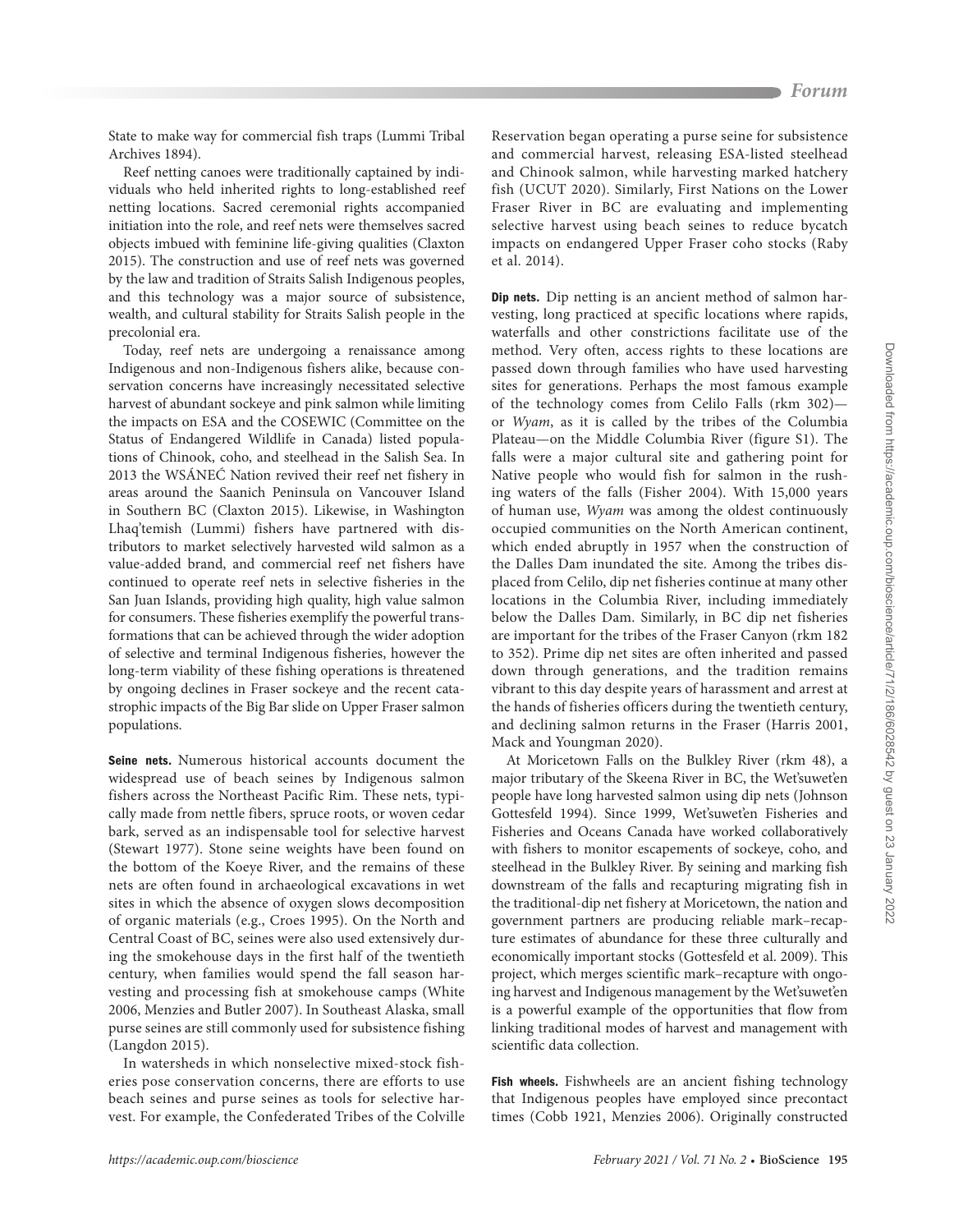State to make way for commercial fish traps (Lummi Tribal Archives 1894).

Reef netting canoes were traditionally captained by individuals who held inherited rights to long-established reef netting locations. Sacred ceremonial rights accompanied initiation into the role, and reef nets were themselves sacred objects imbued with feminine life-giving qualities (Claxton 2015). The construction and use of reef nets was governed by the law and tradition of Straits Salish Indigenous peoples, and this technology was a major source of subsistence, wealth, and cultural stability for Straits Salish people in the precolonial era.

Today, reef nets are undergoing a renaissance among Indigenous and non-Indigenous fishers alike, because conservation concerns have increasingly necessitated selective harvest of abundant sockeye and pink salmon while limiting the impacts on ESA and the COSEWIC (Committee on the Status of Endangered Wildlife in Canada) listed populations of Chinook, coho, and steelhead in the Salish Sea. In 2013 the WSÁNEĆ Nation revived their reef net fishery in areas around the Saanich Peninsula on Vancouver Island in Southern BC (Claxton 2015). Likewise, in Washington Lhaq'temish (Lummi) fishers have partnered with distributors to market selectively harvested wild salmon as a value-added brand, and commercial reef net fishers have continued to operate reef nets in selective fisheries in the San Juan Islands, providing high quality, high value salmon for consumers. These fisheries exemplify the powerful transformations that can be achieved through the wider adoption of selective and terminal Indigenous fisheries, however the long-term viability of these fishing operations is threatened by ongoing declines in Fraser sockeye and the recent catastrophic impacts of the Big Bar slide on Upper Fraser salmon populations.

**Seine nets.** Numerous historical accounts document the widespread use of beach seines by Indigenous salmon fishers across the Northeast Pacific Rim. These nets, typically made from nettle fibers, spruce roots, or woven cedar bark, served as an indispensable tool for selective harvest (Stewart 1977). Stone seine weights have been found on the bottom of the Koeye River, and the remains of these nets are often found in archaeological excavations in wet sites in which the absence of oxygen slows decomposition of organic materials (e.g., Croes 1995). On the North and Central Coast of BC, seines were also used extensively during the smokehouse days in the first half of the twentieth century, when families would spend the fall season harvesting and processing fish at smokehouse camps (White 2006, Menzies and Butler 2007). In Southeast Alaska, small purse seines are still commonly used for subsistence fishing (Langdon 2015).

In watersheds in which nonselective mixed-stock fisheries pose conservation concerns, there are efforts to use beach seines and purse seines as tools for selective harvest. For example, the Confederated Tribes of the Colville Reservation began operating a purse seine for subsistence and commercial harvest, releasing ESA-listed steelhead and Chinook salmon, while harvesting marked hatchery fish (UCUT 2020). Similarly, First Nations on the Lower Fraser River in BC are evaluating and implementing selective harvest using beach seines to reduce bycatch impacts on endangered Upper Fraser coho stocks (Raby et al. 2014).

**Dip nets.** Dip netting is an ancient method of salmon harvesting, long practiced at specific locations where rapids, waterfalls and other constrictions facilitate use of the method. Very often, access rights to these locations are passed down through families who have used harvesting sites for generations. Perhaps the most famous example of the technology comes from Celilo Falls (rkm 302)—or *Wyam*, as it is called by the tribes of the Columbia Plateau—on the Middle Columbia River (figure S1). The falls were a major cultural site and gathering point for Native people who would fish for salmon in the rushing waters of the falls (Fisher 2004). With 15,000 years of human use, *Wyam* was among the oldest continuously occupied communities on the North American continent, which ended abruptly in 1957 when the construction of the Dalles Dam inundated the site. Among the tribes displaced from Celilo, dip net fisheries continue at many other locations in the Columbia River, including immediately below the Dalles Dam. Similarly, in BC dip net fisheries are important for the tribes of the Fraser Canyon (rkm 182 to 352). Prime dip net sites are often inherited and passed down through generations, and the tradition remains vibrant to this day despite years of harassment and arrest at the hands of fisheries officers during the twentieth century, and declining salmon returns in the Fraser (Harris 2001, Mack and Youngman 2020).

At Moricetown Falls on the Bulkley River (rkm 48), a major tributary of the Skeena River in BC, the Wet'suwet'en people have long harvested salmon using dip nets (Johnson Gottesfeld 1994). Since 1999, Wet'suwet'en Fisheries and Fisheries and Oceans Canada have worked collaboratively with fishers to monitor escapements of sockeye, coho, and steelhead in the Bulkley River. By seining and marking fish downstream of the falls and recapturing migrating fish in the traditional-dip net fishery at Moricetown, the nation and government partners are producing reliable mark–recapture estimates of abundance for these three culturally and economically important stocks (Gottesfeld et al. 2009). This project, which merges scientific mark–recapture with ongoing harvest and Indigenous management by the Wet'suwet'en is a powerful example of the opportunities that flow from linking traditional modes of harvest and management with scientific data collection.

**Fish wheels.** Fishwheels are an ancient fishing technology that Indigenous peoples have employed since precontact times (Cobb 1921, Menzies 2006). Originally constructed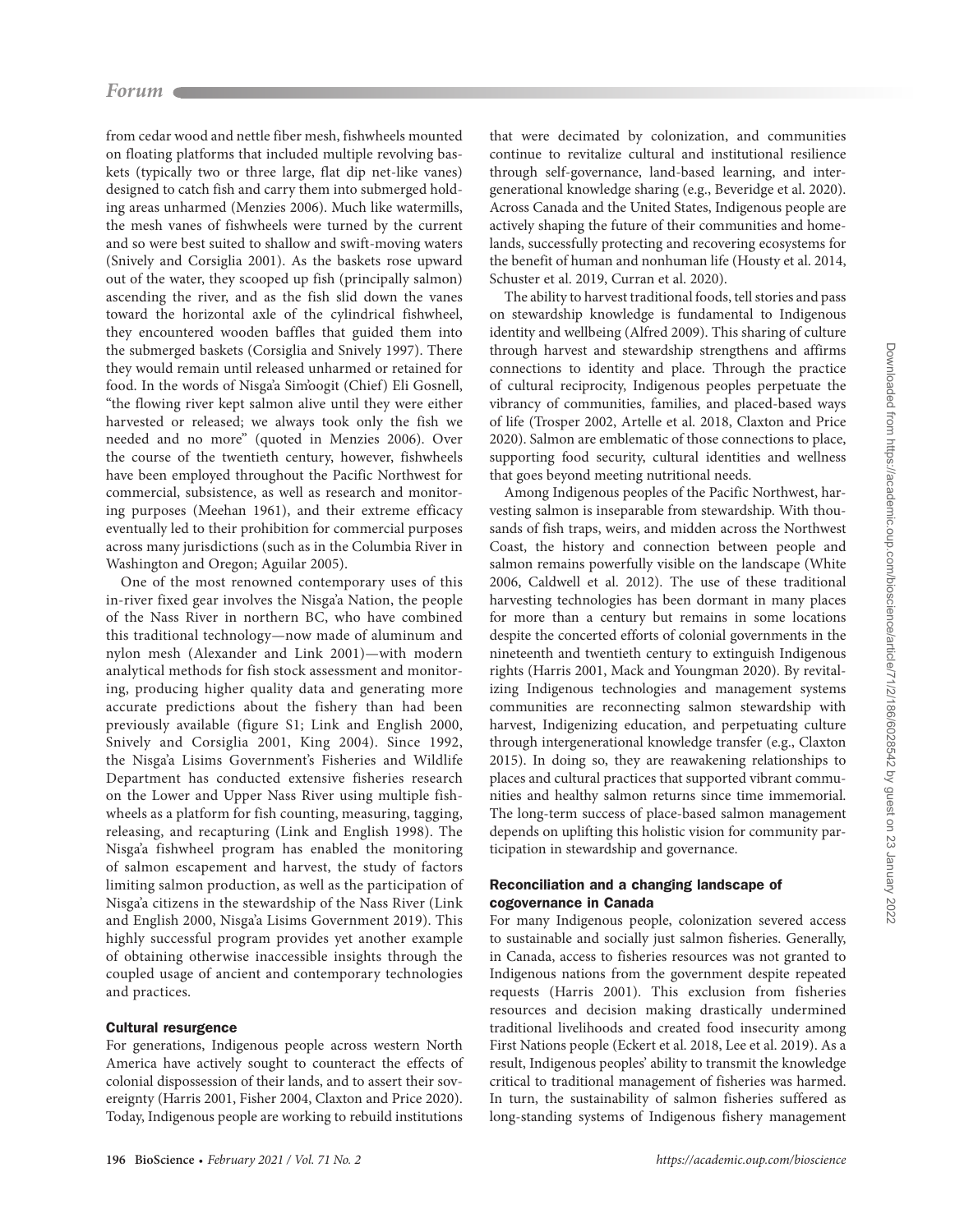from cedar wood and nettle fiber mesh, fishwheels mounted on floating platforms that included multiple revolving baskets (typically two or three large, flat dip net-like vanes) designed to catch fish and carry them into submerged holding areas unharmed (Menzies 2006). Much like watermills, the mesh vanes of fishwheels were turned by the current and so were best suited to shallow and swift-moving waters (Snively and Corsiglia 2001). As the baskets rose upward out of the water, they scooped up fish (principally salmon) ascending the river, and as the fish slid down the vanes toward the horizontal axle of the cylindrical fishwheel, they encountered wooden baffles that guided them into the submerged baskets (Corsiglia and Snively 1997). There they would remain until released unharmed or retained for food. In the words of Nisga'a Sim'oogit (Chief) Eli Gosnell, "the flowing river kept salmon alive until they were either harvested or released; we always took only the fish we needed and no more" (quoted in Menzies 2006). Over the course of the twentieth century, however, fishwheels have been employed throughout the Pacific Northwest for commercial, subsistence, as well as research and monitoring purposes (Meehan 1961), and their extreme efficacy eventually led to their prohibition for commercial purposes across many jurisdictions (such as in the Columbia River in Washington and Oregon; Aguilar 2005).

One of the most renowned contemporary uses of this in-river fixed gear involves the Nisga'a Nation, the people of the Nass River in northern BC, who have combined this traditional technology—now made of aluminum and nylon mesh (Alexander and Link 2001)—with modern analytical methods for fish stock assessment and monitoring, producing higher quality data and generating more accurate predictions about the fishery than had been previously available (figure S1; Link and English 2000, Snively and Corsiglia 2001, King 2004). Since 1992, the Nisga'a Lisims Government's Fisheries and Wildlife Department has conducted extensive fisheries research on the Lower and Upper Nass River using multiple fishwheels as a platform for fish counting, measuring, tagging, releasing, and recapturing (Link and English 1998). The Nisga'a fishwheel program has enabled the monitoring of salmon escapement and harvest, the study of factors limiting salmon production, as well as the participation of Nisga'a citizens in the stewardship of the Nass River (Link and English 2000, Nisga'a Lisims Government 2019). This highly successful program provides yet another example of obtaining otherwise inaccessible insights through the coupled usage of ancient and contemporary technologies and practices.

## Cultural resurgence

For generations, Indigenous people across western North America have actively sought to counteract the effects of colonial dispossession of their lands, and to assert their sovereignty (Harris 2001, Fisher 2004, Claxton and Price 2020). Today, Indigenous people are working to rebuild institutions that were decimated by colonization, and communities continue to revitalize cultural and institutional resilience through self-governance, land-based learning, and intergenerational knowledge sharing (e.g., Beveridge et al. 2020). Across Canada and the United States, Indigenous people are actively shaping the future of their communities and homelands, successfully protecting and recovering ecosystems for the benefit of human and nonhuman life (Housty et al. 2014, Schuster et al. 2019, Curran et al. 2020).

The ability to harvest traditional foods, tell stories and pass on stewardship knowledge is fundamental to Indigenous identity and wellbeing (Alfred 2009). This sharing of culture through harvest and stewardship strengthens and affirms connections to identity and place. Through the practice of cultural reciprocity, Indigenous peoples perpetuate the vibrancy of communities, families, and placed-based ways of life (Trosper 2002, Artelle et al. 2018, Claxton and Price 2020). Salmon are emblematic of those connections to place, supporting food security, cultural identities and wellness that goes beyond meeting nutritional needs.

Among Indigenous peoples of the Pacific Northwest, harvesting salmon is inseparable from stewardship. With thousands of fish traps, weirs, and midden across the Northwest Coast, the history and connection between people and salmon remains powerfully visible on the landscape (White 2006, Caldwell et al. 2012). The use of these traditional harvesting technologies has been dormant in many places for more than a century but remains in some locations despite the concerted efforts of colonial governments in the nineteenth and twentieth century to extinguish Indigenous rights (Harris 2001, Mack and Youngman 2020). By revitalizing Indigenous technologies and management systems communities are reconnecting salmon stewardship with harvest, Indigenizing education, and perpetuating culture through intergenerational knowledge transfer (e.g., Claxton 2015). In doing so, they are reawakening relationships to places and cultural practices that supported vibrant communities and healthy salmon returns since time immemorial. The long-term success of place-based salmon management depends on uplifting this holistic vision for community participation in stewardship and governance.

## Reconciliation and a changing landscape of cogovernance in Canada

For many Indigenous people, colonization severed access to sustainable and socially just salmon fisheries. Generally, in Canada, access to fisheries resources was not granted to Indigenous nations from the government despite repeated requests (Harris 2001). This exclusion from fisheries resources and decision making drastically undermined traditional livelihoods and created food insecurity among First Nations people (Eckert et al. 2018, Lee et al. 2019). As a result, Indigenous peoples' ability to transmit the knowledge critical to traditional management of fisheries was harmed. In turn, the sustainability of salmon fisheries suffered as long-standing systems of Indigenous fishery management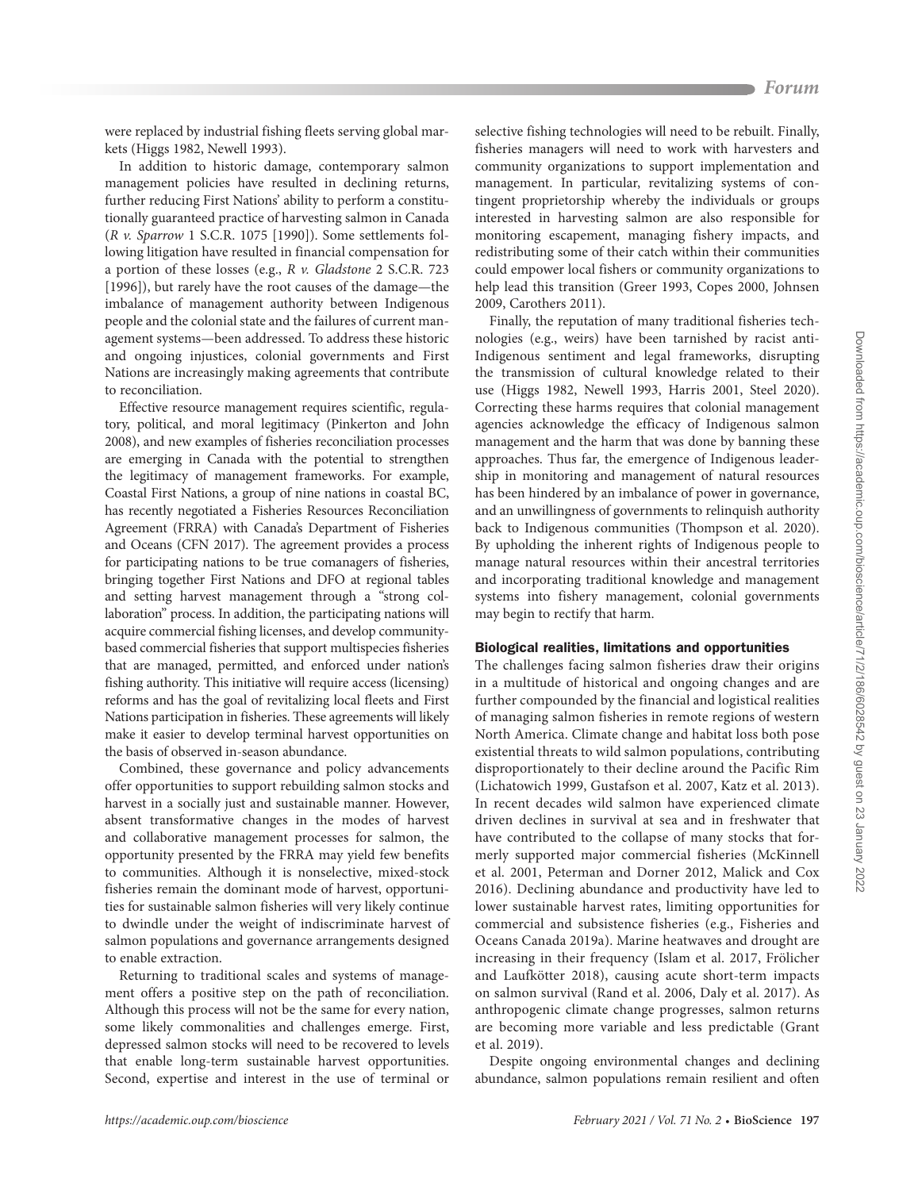were replaced by industrial fishing fleets serving global markets (Higgs 1982, Newell 1993).

In addition to historic damage, contemporary salmon management policies have resulted in declining returns, further reducing First Nations' ability to perform a constitutionally guaranteed practice of harvesting salmon in Canada (*R v. Sparrow* 1 S.C.R. 1075 [1990]). Some settlements following litigation have resulted in financial compensation for a portion of these losses (e.g., *R v. Gladstone* 2 S.C.R. 723 [1996]), but rarely have the root causes of the damage—the imbalance of management authority between Indigenous people and the colonial state and the failures of current management systems—been addressed. To address these historic and ongoing injustices, colonial governments and First Nations are increasingly making agreements that contribute to reconciliation.

Effective resource management requires scientific, regulatory, political, and moral legitimacy (Pinkerton and John 2008), and new examples of fisheries reconciliation processes are emerging in Canada with the potential to strengthen the legitimacy of management frameworks. For example, Coastal First Nations, a group of nine nations in coastal BC, has recently negotiated a Fisheries Resources Reconciliation Agreement (FRRA) with Canada's Department of Fisheries and Oceans (CFN 2017). The agreement provides a process for participating nations to be true comanagers of fisheries, bringing together First Nations and DFO at regional tables and setting harvest management through a "strong collaboration" process. In addition, the participating nations will acquire commercial fishing licenses, and develop community-based commercial fisheries that support multispecies fisheries that are managed, permitted, and enforced under nation's fishing authority. This initiative will require access (licensing) reforms and has the goal of revitalizing local fleets and First Nations participation in fisheries. These agreements will likely make it easier to develop terminal harvest opportunities on the basis of observed in-season abundance.

Combined, these governance and policy advancements offer opportunities to support rebuilding salmon stocks and harvest in a socially just and sustainable manner. However, absent transformative changes in the modes of harvest and collaborative management processes for salmon, the opportunity presented by the FRRA may yield few benefits to communities. Although it is nonselective, mixed-stock fisheries remain the dominant mode of harvest, opportunities for sustainable salmon fisheries will very likely continue to dwindle under the weight of indiscriminate harvest of salmon populations and governance arrangements designed to enable extraction.

Returning to traditional scales and systems of management offers a positive step on the path of reconciliation. Although this process will not be the same for every nation, some likely commonalities and challenges emerge. First, depressed salmon stocks will need to be recovered to levels that enable long-term sustainable harvest opportunities. Second, expertise and interest in the use of terminal or selective fishing technologies will need to be rebuilt. Finally, fisheries managers will need to work with harvesters and community organizations to support implementation and management. In particular, revitalizing systems of contingent proprietorship whereby the individuals or groups interested in harvesting salmon are also responsible for monitoring escapement, managing fishery impacts, and redistributing some of their catch within their communities could empower local fishers or community organizations to help lead this transition (Greer 1993, Copes 2000, Johnsen 2009, Carothers 2011).

Finally, the reputation of many traditional fisheries technologies (e.g., weirs) have been tarnished by racist anti-Indigenous sentiment and legal frameworks, disrupting the transmission of cultural knowledge related to their use (Higgs 1982, Newell 1993, Harris 2001, Steel 2020). Correcting these harms requires that colonial management agencies acknowledge the efficacy of Indigenous salmon management and the harm that was done by banning these approaches. Thus far, the emergence of Indigenous leadership in monitoring and management of natural resources has been hindered by an imbalance of power in governance, and an unwillingness of governments to relinquish authority back to Indigenous communities (Thompson et al. 2020). By upholding the inherent rights of Indigenous people to manage natural resources within their ancestral territories and incorporating traditional knowledge and management systems into fishery management, colonial governments may begin to rectify that harm.

## Biological realities, limitations and opportunities

The challenges facing salmon fisheries draw their origins in a multitude of historical and ongoing changes and are further compounded by the financial and logistical realities of managing salmon fisheries in remote regions of western North America. Climate change and habitat loss both pose existential threats to wild salmon populations, contributing disproportionately to their decline around the Pacific Rim (Lichatowich 1999, Gustafson et al. 2007, Katz et al. 2013). In recent decades wild salmon have experienced climate driven declines in survival at sea and in freshwater that have contributed to the collapse of many stocks that formerly supported major commercial fisheries (McKinnell et al. 2001, Peterman and Dorner 2012, Malick and Cox 2016). Declining abundance and productivity have led to lower sustainable harvest rates, limiting opportunities for commercial and subsistence fisheries (e.g., Fisheries and Oceans Canada 2019a). Marine heatwaves and drought are increasing in their frequency (Islam et al. 2017, Frölicher and Laufkötter 2018), causing acute short-term impacts on salmon survival (Rand et al. 2006, Daly et al. 2017). As anthropogenic climate change progresses, salmon returns are becoming more variable and less predictable (Grant et al. 2019).

Despite ongoing environmental changes and declining abundance, salmon populations remain resilient and often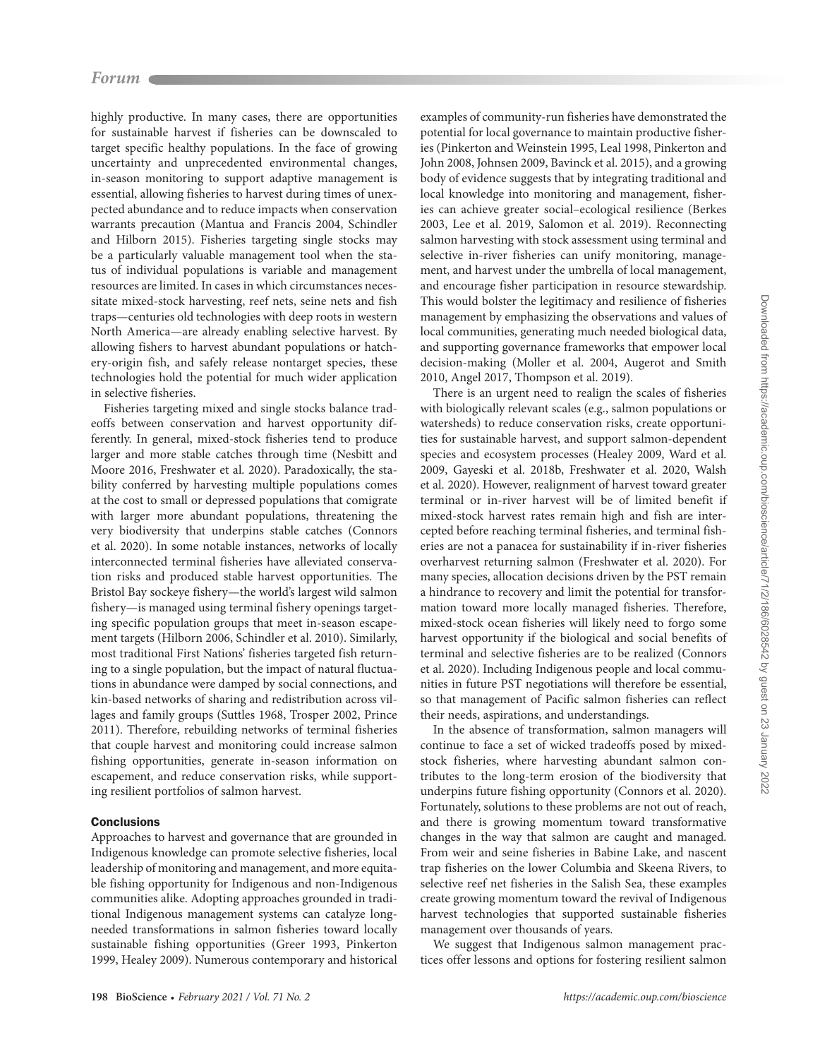highly productive. In many cases, there are opportunities for sustainable harvest if fisheries can be downscaled to target specific healthy populations. In the face of growing uncertainty and unprecedented environmental changes, in-season monitoring to support adaptive management is essential, allowing fisheries to harvest during times of unexpected abundance and to reduce impacts when conservation warrants precaution (Mantua and Francis 2004, Schindler and Hilborn 2015). Fisheries targeting single stocks may be a particularly valuable management tool when the status of individual populations is variable and management resources are limited. In cases in which circumstances necessitate mixed-stock harvesting, reef nets, seine nets and fish traps—centuries old technologies with deep roots in western North America—are already enabling selective harvest. By allowing fishers to harvest abundant populations or hatchery-origin fish, and safely release nontarget species, these technologies hold the potential for much wider application in selective fisheries.

Fisheries targeting mixed and single stocks balance tradeoffs between conservation and harvest opportunity differently. In general, mixed-stock fisheries tend to produce larger and more stable catches through time (Nesbitt and Moore 2016, Freshwater et al. 2020). Paradoxically, the stability conferred by harvesting multiple populations comes at the cost to small or depressed populations that comigrate with larger more abundant populations, threatening the very biodiversity that underpins stable catches (Connors et al. 2020). In some notable instances, networks of locally interconnected terminal fisheries have alleviated conservation risks and produced stable harvest opportunities. The Bristol Bay sockeye fishery—the world's largest wild salmon fishery—is managed using terminal fishery openings targeting specific population groups that meet in-season escapement targets (Hilborn 2006, Schindler et al. 2010). Similarly, most traditional First Nations' fisheries targeted fish returning to a single population, but the impact of natural fluctuations in abundance were damped by social connections, and kin-based networks of sharing and redistribution across villages and family groups (Suttles 1968, Trosper 2002, Prince 2011). Therefore, rebuilding networks of terminal fisheries that couple harvest and monitoring could increase salmon fishing opportunities, generate in-season information on escapement, and reduce conservation risks, while supporting resilient portfolios of salmon harvest.

## Conclusions

Approaches to harvest and governance that are grounded in Indigenous knowledge can promote selective fisheries, local leadership of monitoring and management, and more equitable fishing opportunity for Indigenous and non-Indigenous communities alike. Adopting approaches grounded in traditional Indigenous management systems can catalyze long-needed transformations in salmon fisheries toward locally sustainable fishing opportunities (Greer 1993, Pinkerton 1999, Healey 2009). Numerous contemporary and historical examples of community-run fisheries have demonstrated the potential for local governance to maintain productive fisheries (Pinkerton and Weinstein 1995, Leal 1998, Pinkerton and John 2008, Johnsen 2009, Bavinck et al. 2015), and a growing body of evidence suggests that by integrating traditional and local knowledge into monitoring and management, fisheries can achieve greater social–ecological resilience (Berkes 2003, Lee et al. 2019, Salomon et al. 2019). Reconnecting salmon harvesting with stock assessment using terminal and selective in-river fisheries can unify monitoring, management, and harvest under the umbrella of local management, and encourage fisher participation in resource stewardship. This would bolster the legitimacy and resilience of fisheries management by emphasizing the observations and values of local communities, generating much needed biological data, and supporting governance frameworks that empower local decision-making (Moller et al. 2004, Augerot and Smith 2010, Angel 2017, Thompson et al. 2019).

There is an urgent need to realign the scales of fisheries with biologically relevant scales (e.g., salmon populations or watersheds) to reduce conservation risks, create opportunities for sustainable harvest, and support salmon-dependent species and ecosystem processes (Healey 2009, Ward et al. 2009, Gayeski et al. 2018b, Freshwater et al. 2020, Walsh et al. 2020). However, realignment of harvest toward greater terminal or in-river harvest will be of limited benefit if mixed-stock harvest rates remain high and fish are intercepted before reaching terminal fisheries, and terminal fisheries are not a panacea for sustainability if in-river fisheries overharvest returning salmon (Freshwater et al. 2020). For many species, allocation decisions driven by the PST remain a hindrance to recovery and limit the potential for transformation toward more locally managed fisheries. Therefore, mixed-stock ocean fisheries will likely need to forgo some harvest opportunity if the biological and social benefits of terminal and selective fisheries are to be realized (Connors et al. 2020). Including Indigenous people and local communities in future PST negotiations will therefore be essential, so that management of Pacific salmon fisheries can reflect their needs, aspirations, and understandings.

In the absence of transformation, salmon managers will continue to face a set of wicked tradeoffs posed by mixed-stock fisheries, where harvesting abundant salmon contributes to the long-term erosion of the biodiversity that underpins future fishing opportunity (Connors et al. 2020). Fortunately, solutions to these problems are not out of reach, and there is growing momentum toward transformative changes in the way that salmon are caught and managed. From weir and seine fisheries in Babine Lake, and nascent trap fisheries on the lower Columbia and Skeena Rivers, to selective reef net fisheries in the Salish Sea, these examples create growing momentum toward the revival of Indigenous harvest technologies that supported sustainable fisheries management over thousands of years.

We suggest that Indigenous salmon management practices offer lessons and options for fostering resilient salmon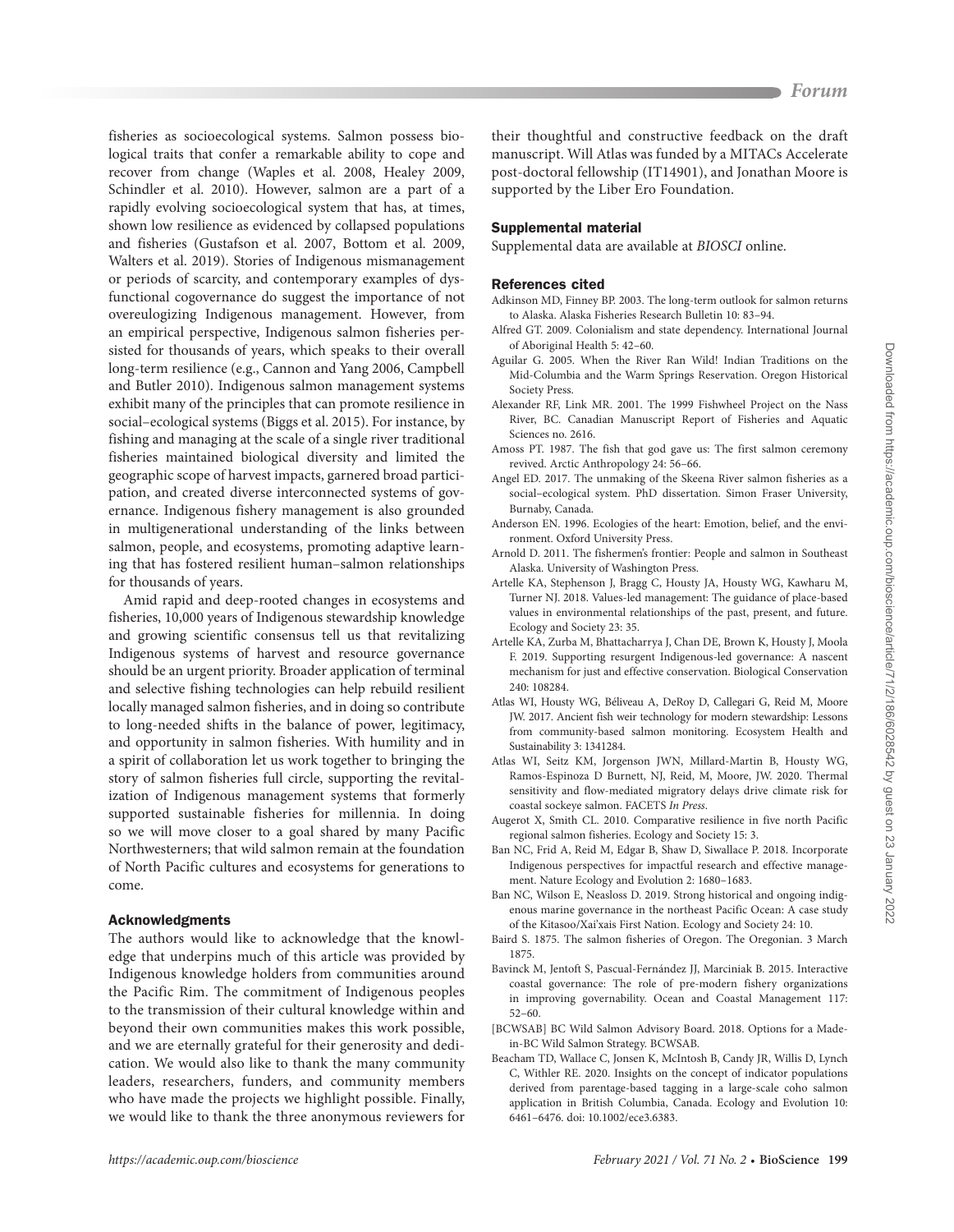fisheries as socioecological systems. Salmon possess biological traits that confer a remarkable ability to cope and recover from change (Waples et al. 2008, Healey 2009, Schindler et al. 2010). However, salmon are a part of a rapidly evolving socioecological system that has, at times, shown low resilience as evidenced by collapsed populations and fisheries (Gustafson et al. 2007, Bottom et al. 2009, Walters et al. 2019). Stories of Indigenous mismanagement or periods of scarcity, and contemporary examples of dysfunctional cogovernance do suggest the importance of not overeulogizing Indigenous management. However, from an empirical perspective, Indigenous salmon fisheries persisted for thousands of years, which speaks to their overall long-term resilience (e.g., Cannon and Yang 2006, Campbell and Butler 2010). Indigenous salmon management systems exhibit many of the principles that can promote resilience in social–ecological systems (Biggs et al. 2015). For instance, by fishing and managing at the scale of a single river traditional fisheries maintained biological diversity and limited the geographic scope of harvest impacts, garnered broad participation, and created diverse interconnected systems of governance. Indigenous fishery management is also grounded in multigenerational understanding of the links between salmon, people, and ecosystems, promoting adaptive learning that has fostered resilient human–salmon relationships for thousands of years.

Amid rapid and deep-rooted changes in ecosystems and fisheries, 10,000 years of Indigenous stewardship knowledge and growing scientific consensus tell us that revitalizing Indigenous systems of harvest and resource governance should be an urgent priority. Broader application of terminal and selective fishing technologies can help rebuild resilient locally managed salmon fisheries, and in doing so contribute to long-needed shifts in the balance of power, legitimacy, and opportunity in salmon fisheries. With humility and in a spirit of collaboration let us work together to bringing the story of salmon fisheries full circle, supporting the revitalization of Indigenous management systems that formerly supported sustainable fisheries for millennia. In doing so we will move closer to a goal shared by many Pacific Northwesterners; that wild salmon remain at the foundation of North Pacific cultures and ecosystems for generations to come.

## Acknowledgments

The authors would like to acknowledge that the knowledge that underpins much of this article was provided by Indigenous knowledge holders from communities around the Pacific Rim. The commitment of Indigenous peoples to the transmission of their cultural knowledge within and beyond their own communities makes this work possible, and we are eternally grateful for their generosity and dedication. We would also like to thank the many community leaders, researchers, funders, and community members who have made the projects we highlight possible. Finally, we would like to thank the three anonymous reviewers for their thoughtful and constructive feedback on the draft manuscript. Will Atlas was funded by a MITACs Accelerate post-doctoral fellowship (IT14901), and Jonathan Moore is supported by the Liber Ero Foundation.

## Supplemental material

Supplemental data are available at *BIOSCI* online.

## References cited

Adkinson MD, Finney BP. 2003. The long-term outlook for salmon returns to Alaska. Alaska Fisheries Research Bulletin 10: 83–94.

Alfred GT. 2009. Colonialism and state dependency. International Journal of Aboriginal Health 5: 42–60.

Aguilar G. 2005. When the River Ran Wild! Indian Traditions on the Mid-Columbia and the Warm Springs Reservation. Oregon Historical Society Press.

Alexander RF, Link MR. 2001. The 1999 Fishwheel Project on the Nass River, BC. Canadian Manuscript Report of Fisheries and Aquatic Sciences no. 2616.

Amoss PT. 1987. The fish that god gave us: The first salmon ceremony revived. Arctic Anthropology 24: 56–66.

Angel ED. 2017. The unmaking of the Skeena River salmon fisheries as a social–ecological system. PhD dissertation. Simon Fraser University, Burnaby, Canada.

Anderson EN. 1996. Ecologies of the heart: Emotion, belief, and the environment. Oxford University Press.

Arnold D. 2011. The fishermen's frontier: People and salmon in Southeast Alaska. University of Washington Press.

Artelle KA, Stephenson J, Bragg C, Housty JA, Housty WG, Kawharu M, Turner NJ. 2018. Values-led management: The guidance of place-based values in environmental relationships of the past, present, and future. Ecology and Society 23: 35.

Artelle KA, Zurba M, Bhattacharrya J, Chan DE, Brown K, Housty J, Moola F. 2019. Supporting resurgent Indigenous-led governance: A nascent mechanism for just and effective conservation. Biological Conservation 240: 108284.

Atlas WI, Housty WG, Béliveau A, DeRoy D, Callegari G, Reid M, Moore JW. 2017. Ancient fish weir technology for modern stewardship: Lessons from community-based salmon monitoring. Ecosystem Health and Sustainability 3: 1341284.

Atlas WI, Seitz KM, Jorgenson JWN, Millard-Martin B, Housty WG, Ramos-Espinoza D Burnett, NJ, Reid, M, Moore, JW. 2020. Thermal sensitivity and flow-mediated migratory delays drive climate risk for coastal sockeye salmon. FACETS *In Press*.

Augerot X, Smith CL. 2010. Comparative resilience in five north Pacific regional salmon fisheries. Ecology and Society 15: 3.

Ban NC, Frid A, Reid M, Edgar B, Shaw D, Siwallace P. 2018. Incorporate Indigenous perspectives for impactful research and effective management. Nature Ecology and Evolution 2: 1680–1683.

Ban NC, Wilson E, Neasloss D. 2019. Strong historical and ongoing indigenous marine governance in the northeast Pacific Ocean: A case study of the Kitasoo/Xai'xais First Nation. Ecology and Society 24: 10.

Baird S. 1875. The salmon fisheries of Oregon. The Oregonian. 3 March 1875.

Bavinck M, Jentoft S, Pascual-Fernández JJ, Marciniak B. 2015. Interactive coastal governance: The role of pre-modern fishery organizations in improving governability. Ocean and Coastal Management 117: 52–60.

[BCWSAB] BC Wild Salmon Advisory Board. 2018. Options for a Made-in-BC Wild Salmon Strategy. BCWSAB.

Beacham TD, Wallace C, Jonsen K, McIntosh B, Candy JR, Willis D, Lynch C, Withler RE. 2020. Insights on the concept of indicator populations derived from parentage-based tagging in a large-scale coho salmon application in British Columbia, Canada. Ecology and Evolution 10: 6461–6476. doi: 10.1002/ece3.6383.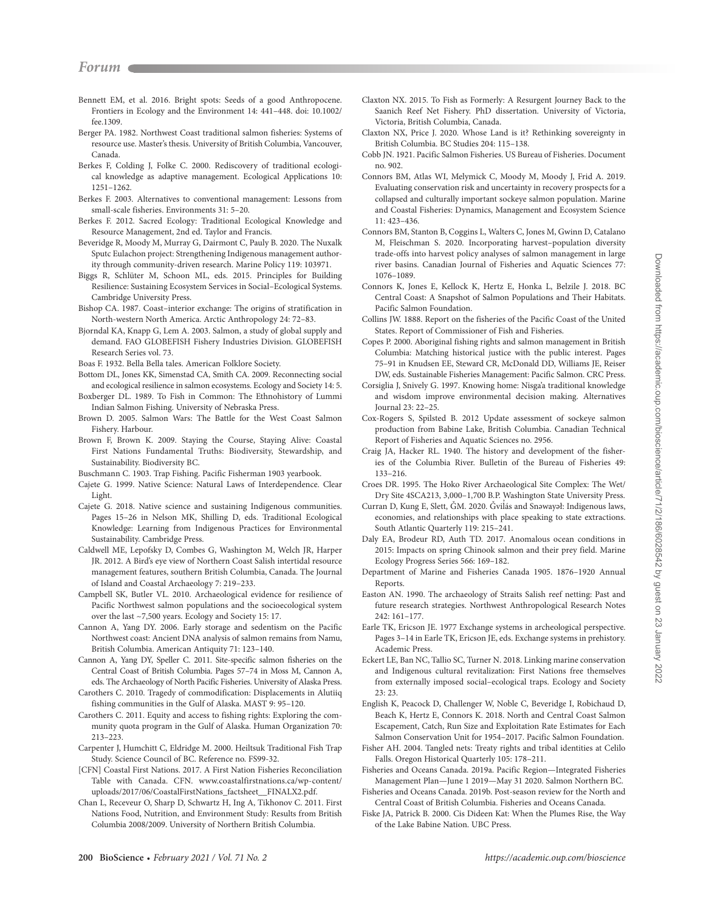Bennett EM, et al. 2016. Bright spots: Seeds of a good Anthropocene. Frontiers in Ecology and the Environment 14: 441–448. doi: 10.1002/fee.1309.

Berger PA. 1982. Northwest Coast traditional salmon fisheries: Systems of resource use. Master's thesis. University of British Columbia, Vancouver, Canada.

Berkes F, Colding J, Folke C. 2000. Rediscovery of traditional ecological knowledge as adaptive management. Ecological Applications 10: 1251–1262.

Berkes F. 2003. Alternatives to conventional management: Lessons from small-scale fisheries. Environments 31: 5–20.

Berkes F. 2012. Sacred Ecology: Traditional Ecological Knowledge and Resource Management, 2nd ed. Taylor and Francis.

Beveridge R, Moody M, Murray G, Dairmont C, Pauly B. 2020. The Nuxalk Sputc Eulachon project: Strengthening Indigenous management authority through community-driven research. Marine Policy 119: 103971.

Biggs R, Schlüter M, Schoon ML, eds. 2015. Principles for Building Resilience: Sustaining Ecosystem Services in Social–Ecological Systems. Cambridge University Press.

Bishop CA. 1987. Coast–interior exchange: The origins of stratification in North-western North America. Arctic Anthropology 24: 72–83.

Bjorndal KA, Knapp G, Lem A. 2003. Salmon, a study of global supply and demand. FAO GLOBEFISH Fishery Industries Division. GLOBEFISH Research Series vol. 73.

Boas F. 1932. Bella Bella tales. American Folklore Society.

Bottom DL, Jones KK, Simenstad CA, Smith CA. 2009. Reconnecting social and ecological resilience in salmon ecosystems. Ecology and Society 14: 5.

Boxberger DL. 1989. To Fish in Common: The Ethnohistory of Lummi Indian Salmon Fishing. University of Nebraska Press.

Brown D. 2005. Salmon Wars: The Battle for the West Coast Salmon Fishery. Harbour.

Brown F, Brown K. 2009. Staying the Course, Staying Alive: Coastal First Nations Fundamental Truths: Biodiversity, Stewardship, and Sustainability. Biodiversity BC.

Buschmann C. 1903. Trap Fishing. Pacific Fisherman 1903 yearbook.

Cajete G. 1999. Native Science: Natural Laws of Interdependence. Clear Light.

Cajete G. 2018. Native science and sustaining Indigenous communities. Pages 15–26 in Nelson MK, Shilling D, eds. Traditional Ecological Knowledge: Learning from Indigenous Practices for Environmental Sustainability. Cambridge Press.

Caldwell ME, Lepofsky D, Combes G, Washington M, Welch JR, Harper JR. 2012. A Bird's eye view of Northern Coast Salish intertidal resource management features, southern British Columbia, Canada. The Journal of Island and Coastal Archaeology 7: 219–233.

Campbell SK, Butler VL. 2010. Archaeological evidence for resilience of Pacific Northwest salmon populations and the socioecological system over the last ~7,500 years. Ecology and Society 15: 17.

Cannon A, Yang DY. 2006. Early storage and sedentism on the Pacific Northwest coast: Ancient DNA analysis of salmon remains from Namu, British Columbia. American Antiquity 71: 123–140.

Cannon A, Yang DY, Speller C. 2011. Site-specific salmon fisheries on the Central Coast of British Columbia. Pages 57–74 in Moss M, Cannon A, eds. The Archaeology of North Pacific Fisheries. University of Alaska Press.

Carothers C. 2010. Tragedy of commodification: Displacements in Alutiiq fishing communities in the Gulf of Alaska. MAST 9: 95–120.

Carothers C. 2011. Equity and access to fishing rights: Exploring the community quota program in the Gulf of Alaska. Human Organization 70: 213–223.

Carpenter J, Humchitt C, Eldridge M. 2000. Heiltsuk Traditional Fish Trap Study. Science Council of BC. Reference no. FS99-32.

[CFN] Coastal First Nations. 2017. A First Nation Fisheries Reconciliation Table with Canada. CFN. www.coastalfirstnations.ca/wp-content/uploads/2017/06/CoastalFirstNations_factsheet__FINALX2.pdf.

Chan L, Receveur O, Sharp D, Schwartz H, Ing A, Tikhonov C. 2011. First Nations Food, Nutrition, and Environment Study: Results from British Columbia 2008/2009. University of Northern British Columbia.

Claxton NX. 2015. To Fish as Formerly: A Resurgent Journey Back to the Saanich Reef Net Fishery. PhD dissertation. University of Victoria, Victoria, British Columbia, Canada.

Claxton NX, Price J. 2020. Whose Land is it? Rethinking sovereignty in British Columbia. BC Studies 204: 115–138.

Cobb JN. 1921. Pacific Salmon Fisheries. US Bureau of Fisheries. Document no. 902.

Connors BM, Atlas WI, Melymick C, Moody M, Moody J, Frid A. 2019. Evaluating conservation risk and uncertainty in recovery prospects for a collapsed and culturally important sockeye salmon population. Marine and Coastal Fisheries: Dynamics, Management and Ecosystem Science 11: 423–436.

Connors BM, Stanton B, Coggins L, Walters C, Jones M, Gwinn D, Catalano M, Fleischman S. 2020. Incorporating harvest–population diversity trade-offs into harvest policy analyses of salmon management in large river basins. Canadian Journal of Fisheries and Aquatic Sciences 77: 1076–1089.

Connors K, Jones E, Kellock K, Hertz E, Honka L, Belzile J. 2018. BC Central Coast: A Snapshot of Salmon Populations and Their Habitats. Pacific Salmon Foundation.

Collins JW. 1888. Report on the fisheries of the Pacific Coast of the United States. Report of Commissioner of Fish and Fisheries.

Copes P. 2000. Aboriginal fishing rights and salmon management in British Columbia: Matching historical justice with the public interest. Pages 75–91 in Knudsen EE, Steward CR, McDonald DD, Williams JE, Reiser DW, eds. Sustainable Fisheries Management: Pacific Salmon. CRC Press.

Corsiglia J, Snively G. 1997. Knowing home: Nisga'a traditional knowledge and wisdom improve environmental decision making. Alternatives Journal 23: 22–25.

Cox-Rogers S, Spilsted B. 2012 Update assessment of sockeye salmon production from Babine Lake, British Columbia. Canadian Technical Report of Fisheries and Aquatic Sciences no. 2956.

Craig JA, Hacker RL. 1940. The history and development of the fisheries of the Columbia River. Bulletin of the Bureau of Fisheries 49: 133–216.

Croes DR. 1995. The Hoko River Archaeological Site Complex: The Wet/Dry Site 4SCA213, 3,000–1,700 B.P. Washington State University Press.

Curran D, Kung E, Slett, Ǧ̓M. 2020. Ǧvi̓lás and Snəwayəɫ: Indigenous laws, economies, and relationships with place speaking to state extractions. South Atlantic Quarterly 119: 215–241.

Daly EA, Brodeur RD, Auth TD. 2017. Anomalous ocean conditions in 2015: Impacts on spring Chinook salmon and their prey field. Marine Ecology Progress Series 566: 169–182.

Department of Marine and Fisheries Canada 1905. 1876–1920 Annual Reports.

Easton AN. 1990. The archaeology of Straits Salish reef netting: Past and future research strategies. Northwest Anthropological Research Notes 242: 161–177.

Earle TK, Ericson JE. 1977 Exchange systems in archeological perspective. Pages 3–14 in Earle TK, Ericson JE, eds. Exchange systems in prehistory. Academic Press.

Eckert LE, Ban NC, Tallio SC, Turner N. 2018. Linking marine conservation and Indigenous cultural revitalization: First Nations free themselves from externally imposed social–ecological traps. Ecology and Society 23: 23.

English K, Peacock D, Challenger W, Noble C, Beveridge I, Robichaud D, Beach K, Hertz E, Connors K. 2018. North and Central Coast Salmon Escapement, Catch, Run Size and Exploitation Rate Estimates for Each Salmon Conservation Unit for 1954–2017. Pacific Salmon Foundation.

Fisher AH. 2004. Tangled nets: Treaty rights and tribal identities at Celilo Falls. Oregon Historical Quarterly 105: 178–211.

Fisheries and Oceans Canada. 2019a. Pacific Region—Integrated Fisheries Management Plan—June 1 2019—May 31 2020. Salmon Northern BC.

Fisheries and Oceans Canada. 2019b. Post-season review for the North and Central Coast of British Columbia. Fisheries and Oceans Canada.

Fiske JA, Patrick B. 2000. Cis Dideen Kat: When the Plumes Rise, the Way of the Lake Babine Nation. UBC Press.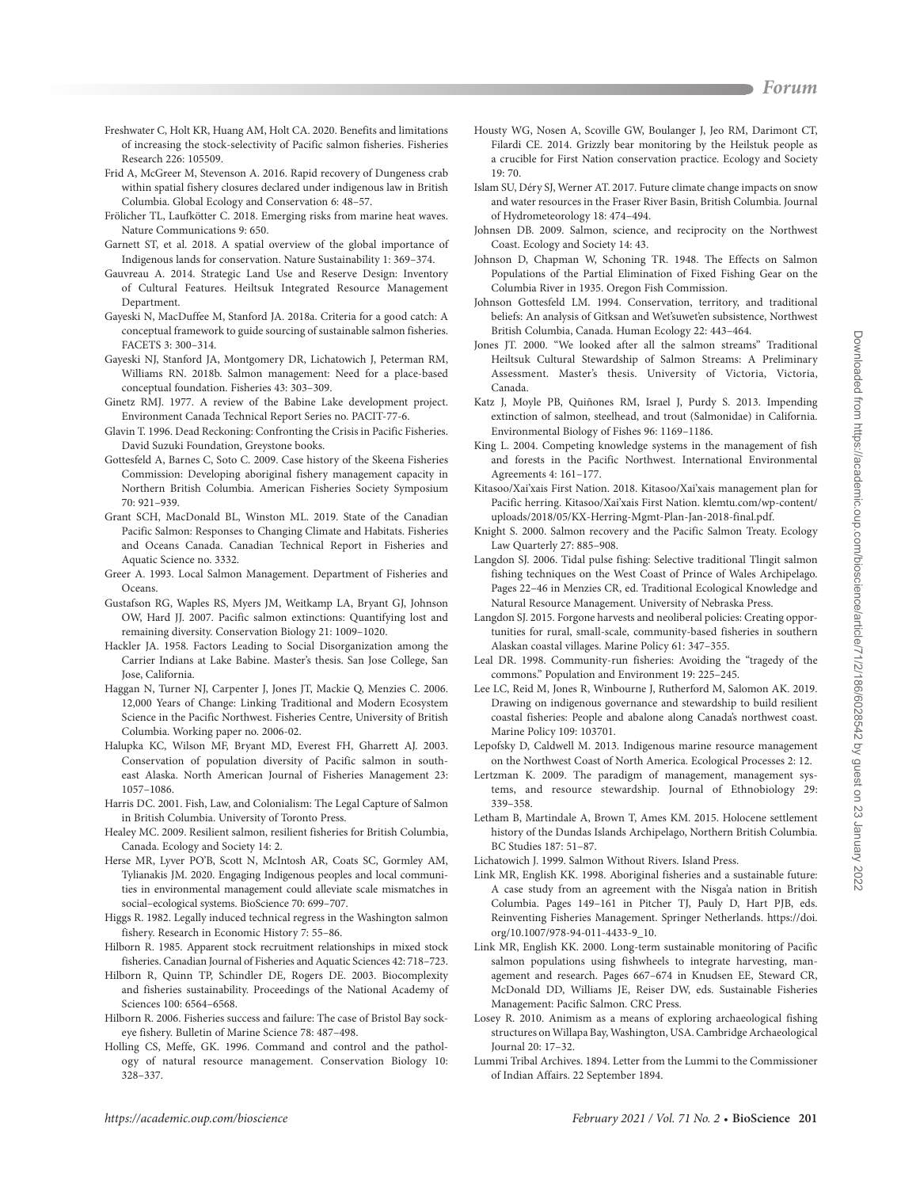Freshwater C, Holt KR, Huang AM, Holt CA. 2020. Benefits and limitations of increasing the stock-selectivity of Pacific salmon fisheries. Fisheries Research 226: 105509.

Frid A, McGreer M, Stevenson A. 2016. Rapid recovery of Dungeness crab within spatial fishery closures declared under indigenous law in British Columbia. Global Ecology and Conservation 6: 48–57.

Frölicher TL, Laufkötter C. 2018. Emerging risks from marine heat waves. Nature Communications 9: 650.

Garnett ST, et al. 2018. A spatial overview of the global importance of Indigenous lands for conservation. Nature Sustainability 1: 369–374.

Gauvreau A. 2014. Strategic Land Use and Reserve Design: Inventory of Cultural Features. Heiltsuk Integrated Resource Management Department.

Gayeski N, MacDuffee M, Stanford JA. 2018a. Criteria for a good catch: A conceptual framework to guide sourcing of sustainable salmon fisheries. FACETS 3: 300–314.

Gayeski NJ, Stanford JA, Montgomery DR, Lichatowich J, Peterman RM, Williams RN. 2018b. Salmon management: Need for a place-based conceptual foundation. Fisheries 43: 303–309.

Ginetz RMJ. 1977. A review of the Babine Lake development project. Environment Canada Technical Report Series no. PACIT-77-6.

Glavin T. 1996. Dead Reckoning: Confronting the Crisis in Pacific Fisheries. David Suzuki Foundation, Greystone books.

Gottesfeld A, Barnes C, Soto C. 2009. Case history of the Skeena Fisheries Commission: Developing aboriginal fishery management capacity in Northern British Columbia. American Fisheries Society Symposium 70: 921–939.

Grant SCH, MacDonald BL, Winston ML. 2019. State of the Canadian Pacific Salmon: Responses to Changing Climate and Habitats. Fisheries and Oceans Canada. Canadian Technical Report in Fisheries and Aquatic Science no. 3332.

Greer A. 1993. Local Salmon Management. Department of Fisheries and Oceans.

Gustafson RG, Waples RS, Myers JM, Weitkamp LA, Bryant GJ, Johnson OW, Hard JJ. 2007. Pacific salmon extinctions: Quantifying lost and remaining diversity. Conservation Biology 21: 1009–1020.

Hackler JA. 1958. Factors Leading to Social Disorganization among the Carrier Indians at Lake Babine. Master's thesis. San Jose College, San Jose, California.

Haggan N, Turner NJ, Carpenter J, Jones JT, Mackie Q, Menzies C. 2006. 12,000 Years of Change: Linking Traditional and Modern Ecosystem Science in the Pacific Northwest. Fisheries Centre, University of British Columbia. Working paper no. 2006-02.

Halupka KC, Wilson MF, Bryant MD, Everest FH, Gharrett AJ. 2003. Conservation of population diversity of Pacific salmon in southeast Alaska. North American Journal of Fisheries Management 23: 1057–1086.

Harris DC. 2001. Fish, Law, and Colonialism: The Legal Capture of Salmon in British Columbia. University of Toronto Press.

Healey MC. 2009. Resilient salmon, resilient fisheries for British Columbia, Canada. Ecology and Society 14: 2.

Herse MR, Lyver PO'B, Scott N, McIntosh AR, Coats SC, Gormley AM, Tylianakis JM. 2020. Engaging Indigenous peoples and local communities in environmental management could alleviate scale mismatches in social–ecological systems. BioScience 70: 699–707.

Higgs R. 1982. Legally induced technical regress in the Washington salmon fishery. Research in Economic History 7: 55–86.

Hilborn R. 1985. Apparent stock recruitment relationships in mixed stock fisheries. Canadian Journal of Fisheries and Aquatic Sciences 42: 718–723.

Hilborn R, Quinn TP, Schindler DE, Rogers DE. 2003. Biocomplexity and fisheries sustainability. Proceedings of the National Academy of Sciences 100: 6564–6568.

Hilborn R. 2006. Fisheries success and failure: The case of Bristol Bay sockeye fishery. Bulletin of Marine Science 78: 487–498.

Holling CS, Meffe, GK. 1996. Command and control and the pathology of natural resource management. Conservation Biology 10: 328–337.

Housty WG, Nosen A, Scoville GW, Boulanger J, Jeo RM, Darimont CT, Filardi CE. 2014. Grizzly bear monitoring by the Heiltsuk people as a crucible for First Nation conservation practice. Ecology and Society 19: 70.

Islam SU, Déry SJ, Werner AT. 2017. Future climate change impacts on snow and water resources in the Fraser River Basin, British Columbia. Journal of Hydrometeorology 18: 474–494.

Johnsen DB. 2009. Salmon, science, and reciprocity on the Northwest Coast. Ecology and Society 14: 43.

Johnson D, Chapman W, Schoning TR. 1948. The Effects on Salmon Populations of the Partial Elimination of Fixed Fishing Gear on the Columbia River in 1935. Oregon Fish Commission.

Johnson Gottesfeld LM. 1994. Conservation, territory, and traditional beliefs: An analysis of Gitksan and Wet'suwet'en subsistence, Northwest British Columbia, Canada. Human Ecology 22: 443–464.

Jones JT. 2000. "We looked after all the salmon streams" Traditional Heiltsuk Cultural Stewardship of Salmon Streams: A Preliminary Assessment. Master's thesis. University of Victoria, Victoria, Canada.

Katz J, Moyle PB, Quiñones RM, Israel J, Purdy S. 2013. Impending extinction of salmon, steelhead, and trout (Salmonidae) in California. Environmental Biology of Fishes 96: 1169–1186.

King L. 2004. Competing knowledge systems in the management of fish and forests in the Pacific Northwest. International Environmental Agreements 4: 161–177.

Kitasoo/Xai'xais First Nation. 2018. Kitasoo/Xai'xais management plan for Pacific herring. Kitasoo/Xai'xais First Nation. klemtu.com/wp-content/uploads/2018/05/KX-Herring-Mgmt-Plan-Jan-2018-final.pdf.

Knight S. 2000. Salmon recovery and the Pacific Salmon Treaty. Ecology Law Quarterly 27: 885–908.

Langdon SJ. 2006. Tidal pulse fishing: Selective traditional Tlingit salmon fishing techniques on the West Coast of Prince of Wales Archipelago. Pages 22–46 in Menzies CR, ed. Traditional Ecological Knowledge and Natural Resource Management. University of Nebraska Press.

Langdon SJ. 2015. Forgone harvests and neoliberal policies: Creating opportunities for rural, small-scale, community-based fisheries in southern Alaskan coastal villages. Marine Policy 61: 347–355.

Leal DR. 1998. Community-run fisheries: Avoiding the "tragedy of the commons." Population and Environment 19: 225–245.

Lee LC, Reid M, Jones R, Winbourne J, Rutherford M, Salomon AK. 2019. Drawing on indigenous governance and stewardship to build resilient coastal fisheries: People and abalone along Canada's northwest coast. Marine Policy 109: 103701.

Lepofsky D, Caldwell M. 2013. Indigenous marine resource management on the Northwest Coast of North America. Ecological Processes 2: 12.

Lertzman K. 2009. The paradigm of management, management systems, and resource stewardship. Journal of Ethnobiology 29: 339–358.

Letham B, Martindale A, Brown T, Ames KM. 2015. Holocene settlement history of the Dundas Islands Archipelago, Northern British Columbia. BC Studies 187: 51–87.

Lichatowich J. 1999. Salmon Without Rivers. Island Press.

Link MR, English KK. 1998. Aboriginal fisheries and a sustainable future: A case study from an agreement with the Nisga'a nation in British Columbia. Pages 149–161 in Pitcher TJ, Pauly D, Hart PJB, eds. Reinventing Fisheries Management. Springer Netherlands. https://doi.org/10.1007/978-94-011-4433-9_10.

Link MR, English KK. 2000. Long-term sustainable monitoring of Pacific salmon populations using fishwheels to integrate harvesting, management and research. Pages 667–674 in Knudsen EE, Steward CR, McDonald DD, Williams JE, Reiser DW, eds. Sustainable Fisheries Management: Pacific Salmon. CRC Press.

Losey R. 2010. Animism as a means of exploring archaeological fishing structures on Willapa Bay, Washington, USA. Cambridge Archaeological Journal 20: 17–32.

Lummi Tribal Archives. 1894. Letter from the Lummi to the Commissioner of Indian Affairs. 22 September 1894.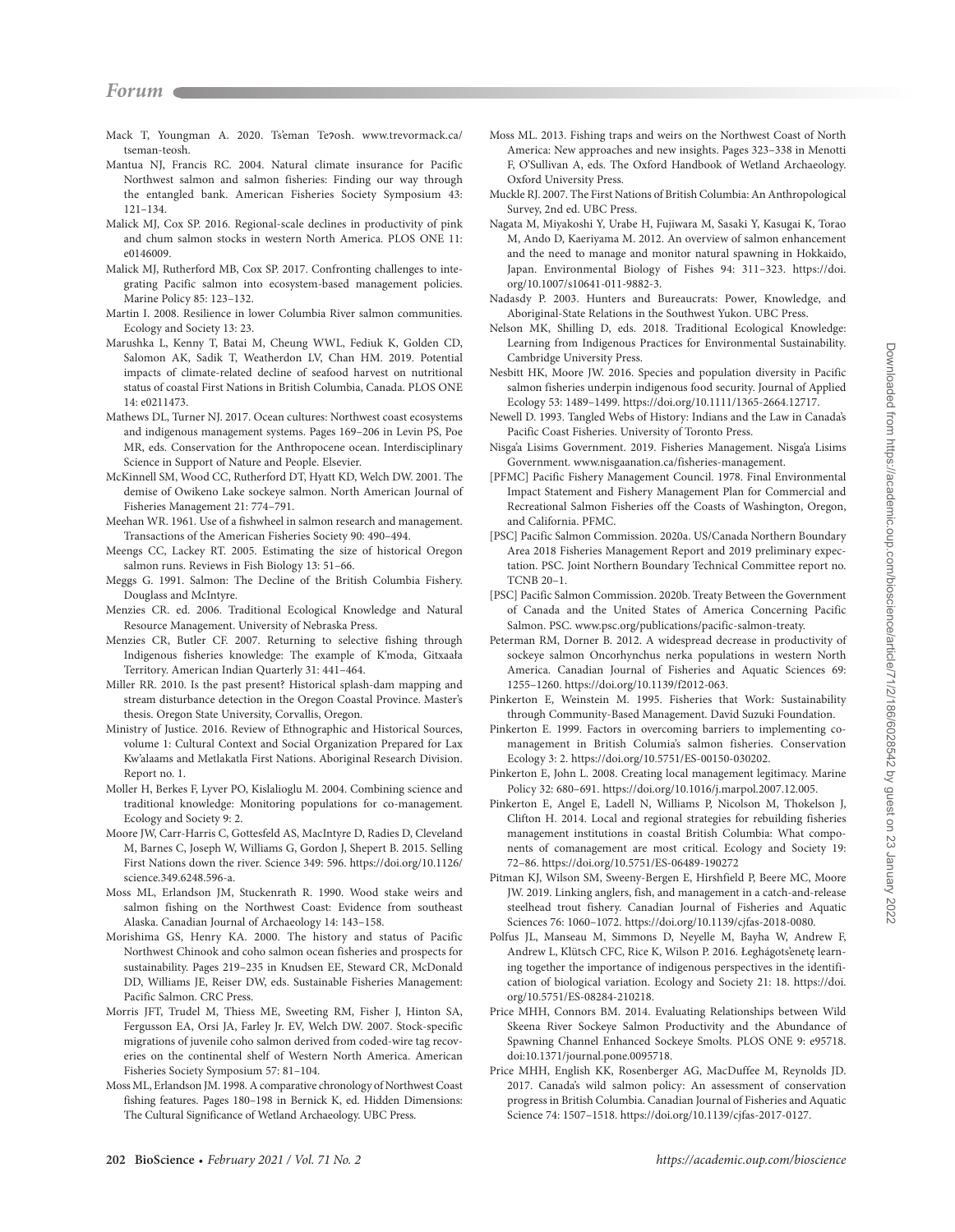Mack T, Youngman A. 2020. Ts'eman Teʔosh. www.trevormack.ca/tseman-teosh.

Mantua NJ, Francis RC. 2004. Natural climate insurance for Pacific Northwest salmon and salmon fisheries: Finding our way through the entangled bank. American Fisheries Society Symposium 43: 121–134.

Malick MJ, Cox SP. 2016. Regional-scale declines in productivity of pink and chum salmon stocks in western North America. PLOS ONE 11: e0146009.

Malick MJ, Rutherford MB, Cox SP. 2017. Confronting challenges to integrating Pacific salmon into ecosystem-based management policies. Marine Policy 85: 123–132.

Martin I. 2008. Resilience in lower Columbia River salmon communities. Ecology and Society 13: 23.

Marushka L, Kenny T, Batai M, Cheung WWL, Fediuk K, Golden CD, Salomon AK, Sadik T, Weatherdon LV, Chan HM. 2019. Potential impacts of climate-related decline of seafood harvest on nutritional status of coastal First Nations in British Columbia, Canada. PLOS ONE 14: e0211473.

Mathews DL, Turner NJ. 2017. Ocean cultures: Northwest coast ecosystems and indigenous management systems. Pages 169–206 in Levin PS, Poe MR, eds. Conservation for the Anthropocene ocean. Interdisciplinary Science in Support of Nature and People. Elsevier.

McKinnell SM, Wood CC, Rutherford DT, Hyatt KD, Welch DW. 2001. The demise of Owikeno Lake sockeye salmon. North American Journal of Fisheries Management 21: 774–791.

Meehan WR. 1961. Use of a fishwheel in salmon research and management. Transactions of the American Fisheries Society 90: 490–494.

Meengs CC, Lackey RT. 2005. Estimating the size of historical Oregon salmon runs. Reviews in Fish Biology 13: 51–66.

Meggs G. 1991. Salmon: The Decline of the British Columbia Fishery. Douglass and McIntyre.

Menzies CR. ed. 2006. Traditional Ecological Knowledge and Natural Resource Management. University of Nebraska Press.

Menzies CR, Butler CF. 2007. Returning to selective fishing through Indigenous fisheries knowledge: The example of K'moda, Gitxaała Territory. American Indian Quarterly 31: 441–464.

Miller RR. 2010. Is the past present? Historical splash-dam mapping and stream disturbance detection in the Oregon Coastal Province. Master's thesis. Oregon State University, Corvallis, Oregon.

Ministry of Justice. 2016. Review of Ethnographic and Historical Sources, volume 1: Cultural Context and Social Organization Prepared for Lax Kw'alaams and Metlakatla First Nations. Aboriginal Research Division. Report no. 1.

Moller H, Berkes F, Lyver PO, Kislalioglu M. 2004. Combining science and traditional knowledge: Monitoring populations for co-management. Ecology and Society 9: 2.

Moore JW, Carr-Harris C, Gottesfeld AS, MacIntyre D, Radies D, Cleveland M, Barnes C, Joseph W, Williams G, Gordon J, Shepert B. 2015. Selling First Nations down the river. Science 349: 596. https://doi.org/10.1126/science.349.6248.596-a.

Moss ML, Erlandson JM, Stuckenrath R. 1990. Wood stake weirs and salmon fishing on the Northwest Coast: Evidence from southeast Alaska. Canadian Journal of Archaeology 14: 143–158.

Morishima GS, Henry KA. 2000. The history and status of Pacific Northwest Chinook and coho salmon ocean fisheries and prospects for sustainability. Pages 219–235 in Knudsen EE, Steward CR, McDonald DD, Williams JE, Reiser DW, eds. Sustainable Fisheries Management: Pacific Salmon. CRC Press.

Morris JFT, Trudel M, Thiess ME, Sweeting RM, Fisher J, Hinton SA, Fergusson EA, Orsi JA, Farley Jr. EV, Welch DW. 2007. Stock-specific migrations of juvenile coho salmon derived from coded-wire tag recoveries on the continental shelf of Western North America. American Fisheries Society Symposium 57: 81–104.

Moss ML, Erlandson JM. 1998. A comparative chronology of Northwest Coast fishing features. Pages 180–198 in Bernick K, ed. Hidden Dimensions: The Cultural Significance of Wetland Archaeology. UBC Press.

Moss ML. 2013. Fishing traps and weirs on the Northwest Coast of North America: New approaches and new insights. Pages 323–338 in Menotti F, O'Sullivan A, eds. The Oxford Handbook of Wetland Archaeology. Oxford University Press.

Muckle RJ. 2007. The First Nations of British Columbia: An Anthropological Survey, 2nd ed. UBC Press.

Nagata M, Miyakoshi Y, Urabe H, Fujiwara M, Sasaki Y, Kasugai K, Torao M, Ando D, Kaeriyama M. 2012. An overview of salmon enhancement and the need to manage and monitor natural spawning in Hokkaido, Japan. Environmental Biology of Fishes 94: 311–323. https://doi.org/10.1007/s10641-011-9882-3.

Nadasdy P. 2003. Hunters and Bureaucrats: Power, Knowledge, and Aboriginal-State Relations in the Southwest Yukon. UBC Press.

Nelson MK, Shilling D, eds. 2018. Traditional Ecological Knowledge: Learning from Indigenous Practices for Environmental Sustainability. Cambridge University Press.

Nesbitt HK, Moore JW. 2016. Species and population diversity in Pacific salmon fisheries underpin indigenous food security. Journal of Applied Ecology 53: 1489–1499. https://doi.org/10.1111/1365-2664.12717.

Newell D. 1993. Tangled Webs of History: Indians and the Law in Canada's Pacific Coast Fisheries. University of Toronto Press.

Nisga'a Lisims Government. 2019. Fisheries Management. Nisga'a Lisims Government. www.nisgaanation.ca/fisheries-management.

[PFMC] Pacific Fishery Management Council. 1978. Final Environmental Impact Statement and Fishery Management Plan for Commercial and Recreational Salmon Fisheries off the Coasts of Washington, Oregon, and California. PFMC.

[PSC] Pacific Salmon Commission. 2020a. US/Canada Northern Boundary Area 2018 Fisheries Management Report and 2019 preliminary expectation. PSC. Joint Northern Boundary Technical Committee report no. TCNB 20–1.

[PSC] Pacific Salmon Commission. 2020b. Treaty Between the Government of Canada and the United States of America Concerning Pacific Salmon. PSC. www.psc.org/publications/pacific-salmon-treaty.

Peterman RM, Dorner B. 2012. A widespread decrease in productivity of sockeye salmon Oncorhynchus nerka populations in western North America. Canadian Journal of Fisheries and Aquatic Sciences 69: 1255–1260. https://doi.org/10.1139/f2012-063.

Pinkerton E, Weinstein M. 1995. Fisheries that Work: Sustainability through Community-Based Management. David Suzuki Foundation.

Pinkerton E. 1999. Factors in overcoming barriers to implementing co-management in British Columia's salmon fisheries. Conservation Ecology 3: 2. https://doi.org/10.5751/ES-00150-030202.

Pinkerton E, John L. 2008. Creating local management legitimacy. Marine Policy 32: 680–691. https://doi.org/10.1016/j.marpol.2007.12.005.

Pinkerton E, Angel E, Ladell N, Williams P, Nicolson M, Thokelson J, Clifton H. 2014. Local and regional strategies for rebuilding fisheries management institutions in coastal British Columbia: What components of comanagement are most critical. Ecology and Society 19: 72–86. https://doi.org/10.5751/ES-06489-190272

Pitman KJ, Wilson SM, Sweeny-Bergen E, Hirshfield P, Beere MC, Moore JW. 2019. Linking anglers, fish, and management in a catch-and-release steelhead trout fishery. Canadian Journal of Fisheries and Aquatic Sciences 76: 1060–1072. https://doi.org/10.1139/cjfas-2018-0080.

Polfus JL, Manseau M, Simmons D, Neyelle M, Bayha W, Andrew F, Andrew L, Klütsch CFC, Rice K, Wilson P. 2016. Łeghágots'enetę learning together the importance of indigenous perspectives in the identification of biological variation. Ecology and Society 21: 18. https://doi.org/10.5751/ES-08284-210218.

Price MHH, Connors BM. 2014. Evaluating Relationships between Wild Skeena River Sockeye Salmon Productivity and the Abundance of Spawning Channel Enhanced Sockeye Smolts. PLOS ONE 9: e95718. doi:10.1371/journal.pone.0095718.

Price MHH, English KK, Rosenberger AG, MacDuffee M, Reynolds JD. 2017. Canada's wild salmon policy: An assessment of conservation progress in British Columbia. Canadian Journal of Fisheries and Aquatic Science 74: 1507–1518. https://doi.org/10.1139/cjfas-2017-0127.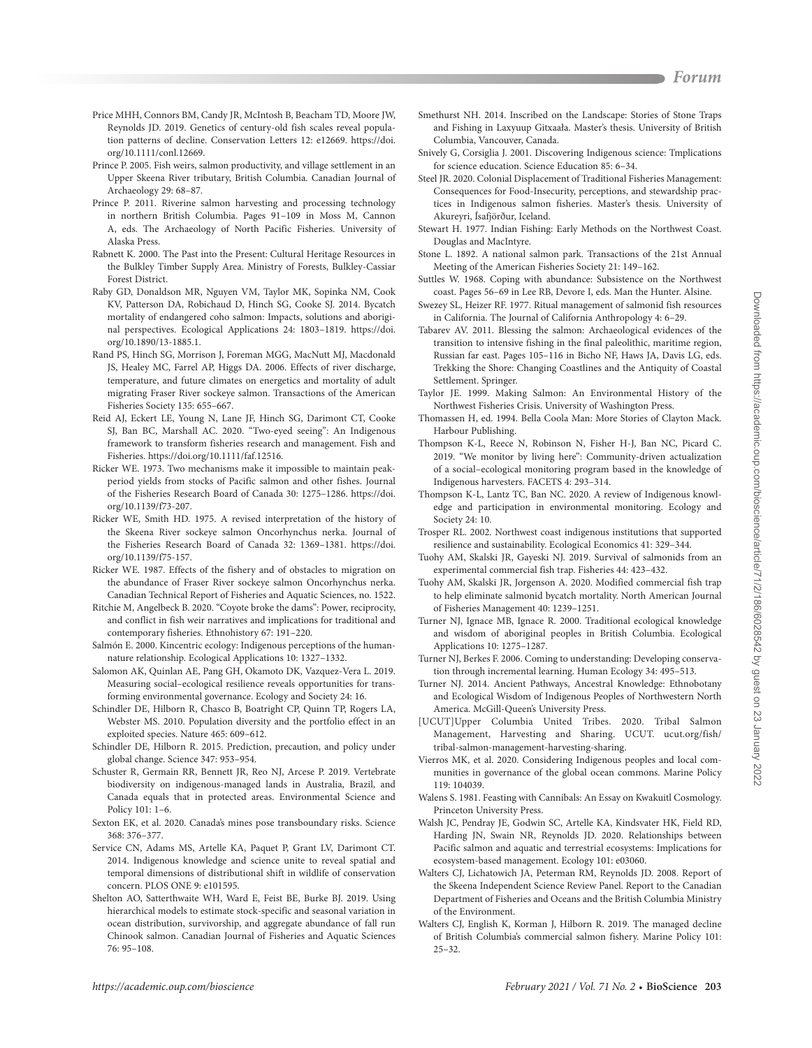Price MHH, Connors BM, Candy JR, McIntosh B, Beacham TD, Moore JW, Reynolds JD. 2019. Genetics of century-old fish scales reveal population patterns of decline. Conservation Letters 12: e12669. https://doi.org/10.1111/conl.12669.

Prince P. 2005. Fish weirs, salmon productivity, and village settlement in an Upper Skeena River tributary, British Columbia. Canadian Journal of Archaeology 29: 68–87.

Prince P. 2011. Riverine salmon harvesting and processing technology in northern British Columbia. Pages 91–109 in Moss M, Cannon A, eds. The Archaeology of North Pacific Fisheries. University of Alaska Press.

Rabnett K. 2000. The Past into the Present: Cultural Heritage Resources in the Bulkley Timber Supply Area. Ministry of Forests, Bulkley-Cassiar Forest District.

Raby GD, Donaldson MR, Nguyen VM, Taylor MK, Sopinka NM, Cook KV, Patterson DA, Robichaud D, Hinch SG, Cooke SJ. 2014. Bycatch mortality of endangered coho salmon: Impacts, solutions and aboriginal perspectives. Ecological Applications 24: 1803–1819. https://doi.org/10.1890/13-1885.1.

Rand PS, Hinch SG, Morrison J, Foreman MGG, MacNutt MJ, Macdonald JS, Healey MC, Farrel AP, Higgs DA. 2006. Effects of river discharge, temperature, and future climates on energetics and mortality of adult migrating Fraser River sockeye salmon. Transactions of the American Fisheries Society 135: 655–667.

Reid AJ, Eckert LE, Young N, Lane JF, Hinch SG, Darimont CT, Cooke SJ, Ban BC, Marshall AC. 2020. "Two-eyed seeing": An Indigenous framework to transform fisheries research and management. Fish and Fisheries. https://doi.org/10.1111/faf.12516.

Ricker WE. 1973. Two mechanisms make it impossible to maintain peak-period yields from stocks of Pacific salmon and other fishes. Journal of the Fisheries Research Board of Canada 30: 1275–1286. https://doi.org/10.1139/f73-207.

Ricker WE, Smith HD. 1975. A revised interpretation of the history of the Skeena River sockeye salmon Oncorhynchus nerka. Journal of the Fisheries Research Board of Canada 32: 1369–1381. https://doi.org/10.1139/f75-157.

Ricker WE. 1987. Effects of the fishery and of obstacles to migration on the abundance of Fraser River sockeye salmon Oncorhynchus nerka. Canadian Technical Report of Fisheries and Aquatic Sciences, no. 1522.

Ritchie M, Angelbeck B. 2020. "Coyote broke the dams": Power, reciprocity, and conflict in fish weir narratives and implications for traditional and contemporary fisheries. Ethnohistory 67: 191–220.

Salmón E. 2000. Kincentric ecology: Indigenous perceptions of the human-nature relationship. Ecological Applications 10: 1327–1332.

Salomon AK, Quinlan AE, Pang GH, Okamoto DK, Vazquez-Vera L. 2019. Measuring social–ecological resilience reveals opportunities for transforming environmental governance. Ecology and Society 24: 16.

Schindler DE, Hilborn R, Chasco B, Boatright CP, Quinn TP, Rogers LA, Webster MS. 2010. Population diversity and the portfolio effect in an exploited species. Nature 465: 609–612.

Schindler DE, Hilborn R. 2015. Prediction, precaution, and policy under global change. Science 347: 953–954.

Schuster R, Germain RR, Bennett JR, Reo NJ, Arcese P. 2019. Vertebrate biodiversity on indigenous-managed lands in Australia, Brazil, and Canada equals that in protected areas. Environmental Science and Policy 101: 1–6.

Sexton EK, et al. 2020. Canada's mines pose transboundary risks. Science 368: 376–377.

Service CN, Adams MS, Artelle KA, Paquet P, Grant LV, Darimont CT. 2014. Indigenous knowledge and science unite to reveal spatial and temporal dimensions of distributional shift in wildlife of conservation concern. PLOS ONE 9: e101595.

Shelton AO, Satterthwaite WH, Ward E, Feist BE, Burke BJ. 2019. Using hierarchical models to estimate stock-specific and seasonal variation in ocean distribution, survivorship, and aggregate abundance of fall run Chinook salmon. Canadian Journal of Fisheries and Aquatic Sciences 76: 95–108.

Smethurst NH. 2014. Inscribed on the Landscape: Stories of Stone Traps and Fishing in Laxyuup Gitxaała. Master's thesis. University of British Columbia, Vancouver, Canada.

Snively G, Corsiglia J. 2001. Discovering Indigenous science: Tmplications for science education. Science Education 85: 6–34.

Steel JR. 2020. Colonial Displacement of Traditional Fisheries Management: Consequences for Food-Insecurity, perceptions, and stewardship practices in Indigenous salmon fisheries. Master's thesis. University of Akureyri, Ísafjörður, Iceland.

Stewart H. 1977. Indian Fishing: Early Methods on the Northwest Coast. Douglas and MacIntyre.

Stone L. 1892. A national salmon park. Transactions of the 21st Annual Meeting of the American Fisheries Society 21: 149–162.

Suttles W. 1968. Coping with abundance: Subsistence on the Northwest coast. Pages 56–69 in Lee RB, Devore I, eds. Man the Hunter. Alsine.

Swezey SL, Heizer RF. 1977. Ritual management of salmonid fish resources in California. The Journal of California Anthropology 4: 6–29.

Tabarev AV. 2011. Blessing the salmon: Archaeological evidences of the transition to intensive fishing in the final paleolithic, maritime region, Russian far east. Pages 105–116 in Bicho NF, Haws JA, Davis LG, eds. Trekking the Shore: Changing Coastlines and the Antiquity of Coastal Settlement. Springer.

Taylor JE. 1999. Making Salmon: An Environmental History of the Northwest Fisheries Crisis. University of Washington Press.

Thomassen H, ed. 1994. Bella Coola Man: More Stories of Clayton Mack. Harbour Publishing.

Thompson K-L, Reece N, Robinson N, Fisher H-J, Ban NC, Picard C. 2019. "We monitor by living here": Community-driven actualization of a social–ecological monitoring program based in the knowledge of Indigenous harvesters. FACETS 4: 293–314.

Thompson K-L, Lantz TC, Ban NC. 2020. A review of Indigenous knowledge and participation in environmental monitoring. Ecology and Society 24: 10.

Trosper RL. 2002. Northwest coast indigenous institutions that supported resilience and sustainability. Ecological Economics 41: 329–344.

Tuohy AM, Skalski JR, Gayeski NJ. 2019. Survival of salmonids from an experimental commercial fish trap. Fisheries 44: 423–432.

Tuohy AM, Skalski JR, Jorgenson A. 2020. Modified commercial fish trap to help eliminate salmonid bycatch mortality. North American Journal of Fisheries Management 40: 1239–1251.

Turner NJ, Ignace MB, Ignace R. 2000. Traditional ecological knowledge and wisdom of aboriginal peoples in British Columbia. Ecological Applications 10: 1275–1287.

Turner NJ, Berkes F. 2006. Coming to understanding: Developing conservation through incremental learning. Human Ecology 34: 495–513.

Turner NJ. 2014. Ancient Pathways, Ancestral Knowledge: Ethnobotany and Ecological Wisdom of Indigenous Peoples of Northwestern North America. McGill-Queen's University Press.

[UCUT]Upper Columbia United Tribes. 2020. Tribal Salmon Management, Harvesting and Sharing. UCUT. ucut.org/fish/tribal-salmon-management-harvesting-sharing.

Vierros MK, et al. 2020. Considering Indigenous peoples and local communities in governance of the global ocean commons. Marine Policy 119: 104039.

Walens S. 1981. Feasting with Cannibals: An Essay on Kwakuitl Cosmology. Princeton University Press.

Walsh JC, Pendray JE, Godwin SC, Artelle KA, Kindsvater HK, Field RD, Harding JN, Swain NR, Reynolds JD. 2020. Relationships between Pacific salmon and aquatic and terrestrial ecosystems: Implications for ecosystem-based management. Ecology 101: e03060.

Walters CJ, Lichatowich JA, Peterman RM, Reynolds JD. 2008. Report of the Skeena Independent Science Review Panel. Report to the Canadian Department of Fisheries and Oceans and the British Columbia Ministry of the Environment.

Walters CJ, English K, Korman J, Hilborn R. 2019. The managed decline of British Columbia's commercial salmon fishery. Marine Policy 101: 25–32.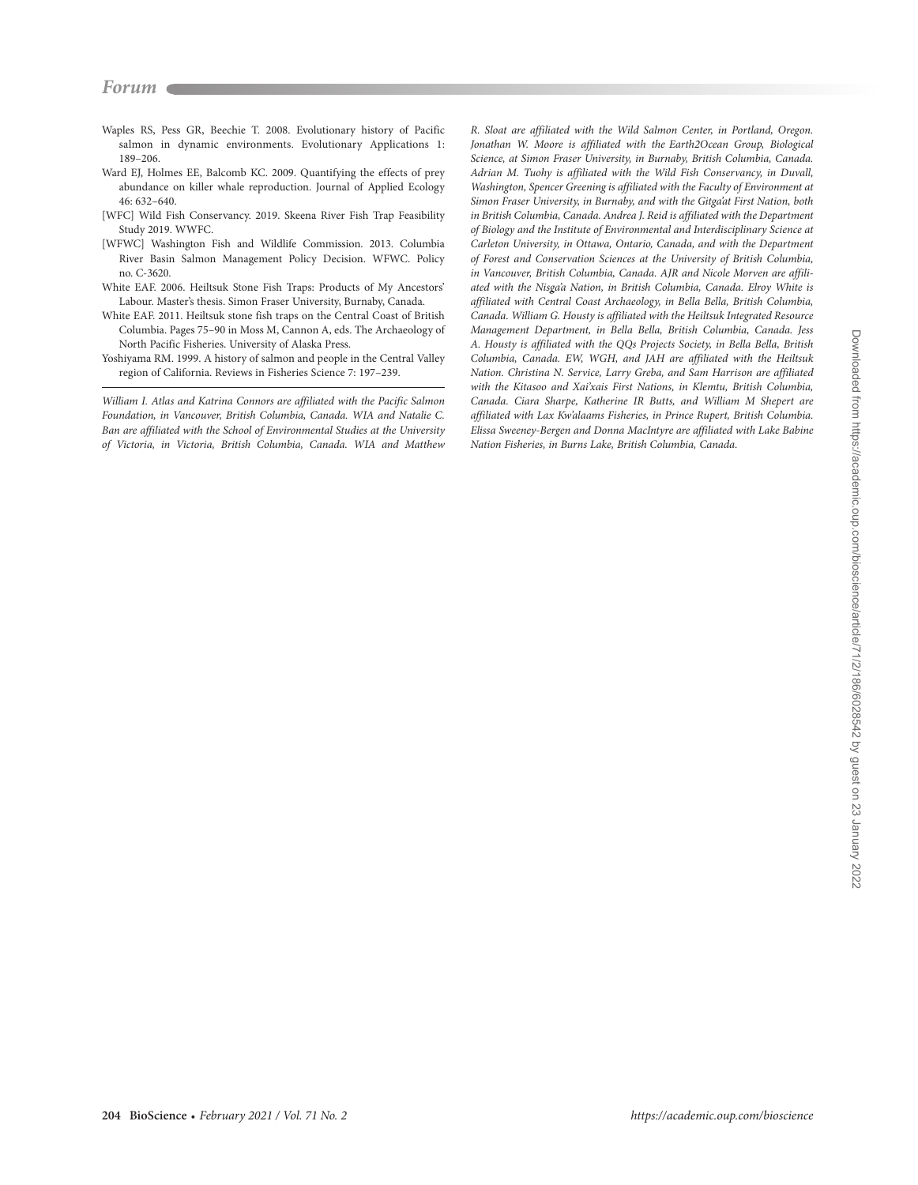Waples RS, Pess GR, Beechie T. 2008. Evolutionary history of Pacific salmon in dynamic environments. Evolutionary Applications 1: 189–206.

Ward EJ, Holmes EE, Balcomb KC. 2009. Quantifying the effects of prey abundance on killer whale reproduction. Journal of Applied Ecology 46: 632–640.

[WFC] Wild Fish Conservancy. 2019. Skeena River Fish Trap Feasibility Study 2019. WWFC.

[WFWC] Washington Fish and Wildlife Commission. 2013. Columbia River Basin Salmon Management Policy Decision. WFWC. Policy no. C-3620.

White EAF. 2006. Heiltsuk Stone Fish Traps: Products of My Ancestors' Labour. Master's thesis. Simon Fraser University, Burnaby, Canada.

White EAF. 2011. Heiltsuk stone fish traps on the Central Coast of British Columbia. Pages 75–90 in Moss M, Cannon A, eds. The Archaeology of North Pacific Fisheries. University of Alaska Press.

Yoshiyama RM. 1999. A history of salmon and people in the Central Valley region of California. Reviews in Fisheries Science 7: 197–239.

---

*William I. Atlas and Katrina Connors are affiliated with the Pacific Salmon Foundation, in Vancouver, British Columbia, Canada. WIA and Natalie C. Ban are affiliated with the School of Environmental Studies at the University of Victoria, in Victoria, British Columbia, Canada. WIA and Matthew R. Sloat are affiliated with the Wild Salmon Center, in Portland, Oregon. Jonathan W. Moore is affiliated with the Earth2Ocean Group, Biological Science, at Simon Fraser University, in Burnaby, British Columbia, Canada. Adrian M. Tuohy is affiliated with the Wild Fish Conservancy, in Duvall, Washington, Spencer Greening is affiliated with the Faculty of Environment at Simon Fraser University, in Burnaby, and with the Gitga'at First Nation, both in British Columbia, Canada. Andrea J. Reid is affiliated with the Department of Biology and the Institute of Environmental and Interdisciplinary Science at Carleton University, in Ottawa, Ontario, Canada, and with the Department of Forest and Conservation Sciences at the University of British Columbia, in Vancouver, British Columbia, Canada. AJR and Nicole Morven are affiliated with the Nisga'a Nation, in British Columbia, Canada. Elroy White is affiliated with Central Coast Archaeology, in Bella Bella, British Columbia, Canada. William G. Housty is affiliated with the Heiltsuk Integrated Resource Management Department, in Bella Bella, British Columbia, Canada. Jess A. Housty is affiliated with the QQs Projects Society, in Bella Bella, British Columbia, Canada. EW, WGH, and JAH are affiliated with the Heiltsuk Nation. Christina N. Service, Larry Greba, and Sam Harrison are affiliated with the Kitasoo and Xai'xais First Nations, in Klemtu, British Columbia, Canada. Ciara Sharpe, Katherine IR Butts, and William M Shepert are affiliated with Lax Kw'alaams Fisheries, in Prince Rupert, British Columbia. Elissa Sweeney-Bergen and Donna MacIntyre are affiliated with Lake Babine Nation Fisheries, in Burns Lake, British Columbia, Canada.*